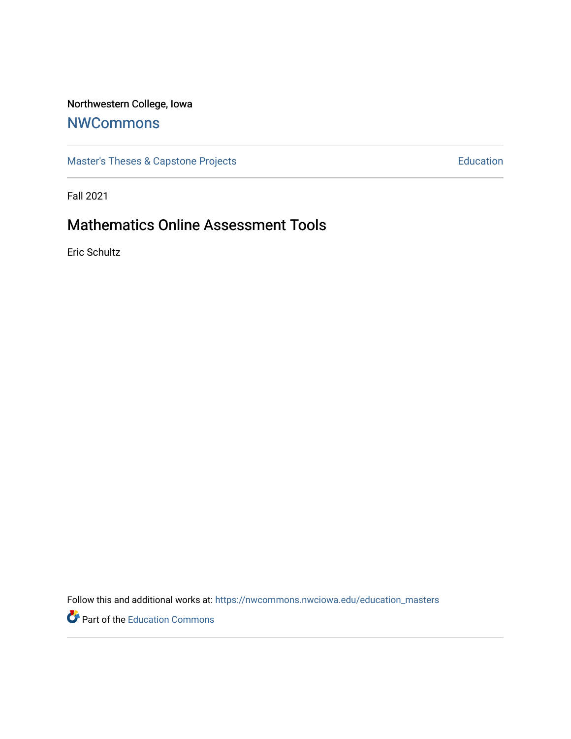Northwestern College, Iowa

# NWCommons

Master's Theses & Capstone Projects | Education

Fall 2021

## Mathematics Online Assessment Tools

Eric Schultz

Follow this and additional works at: https://nwcommons.nwciowa.edu/education_masters

Part of the Education Commons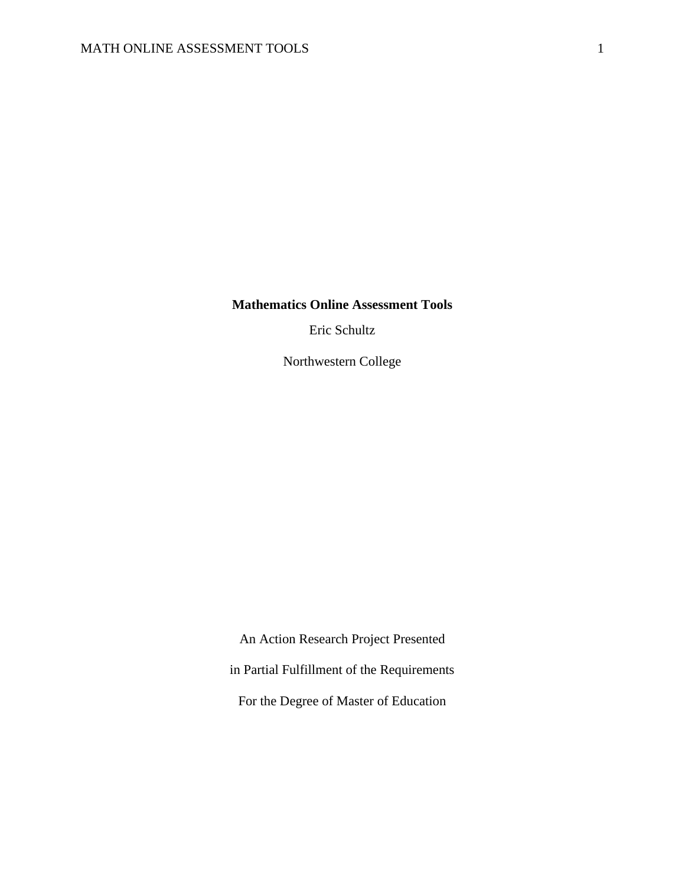**Mathematics Online Assessment Tools**

Eric Schultz

Northwestern College

An Action Research Project Presented

in Partial Fulfillment of the Requirements

For the Degree of Master of Education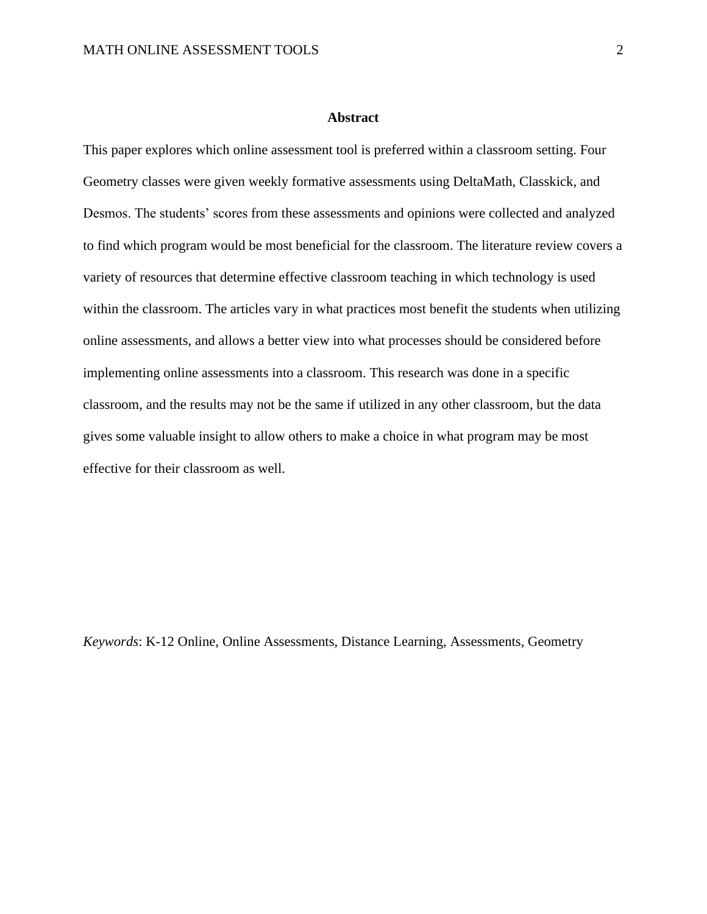## Abstract

This paper explores which online assessment tool is preferred within a classroom setting. Four Geometry classes were given weekly formative assessments using DeltaMath, Classkick, and Desmos. The students' scores from these assessments and opinions were collected and analyzed to find which program would be most beneficial for the classroom. The literature review covers a variety of resources that determine effective classroom teaching in which technology is used within the classroom. The articles vary in what practices most benefit the students when utilizing online assessments, and allows a better view into what processes should be considered before implementing online assessments into a classroom. This research was done in a specific classroom, and the results may not be the same if utilized in any other classroom, but the data gives some valuable insight to allow others to make a choice in what program may be most effective for their classroom as well.

*Keywords*: K-12 Online, Online Assessments, Distance Learning, Assessments, Geometry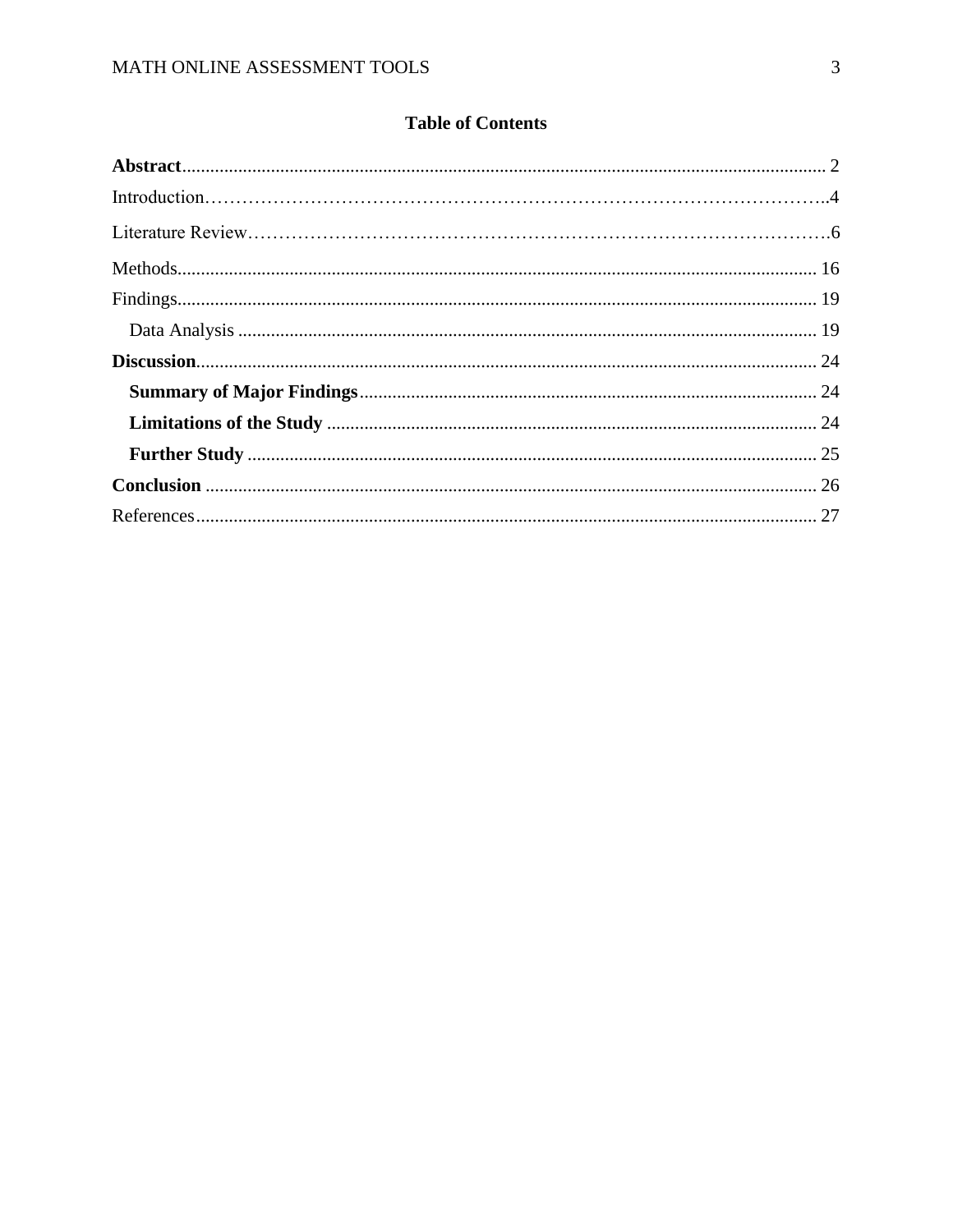# Table of Contents

**Abstract** ........................................................................................................................ 2

Introduction……………………………………………………………………………………..4

Literature Review……………………………………………………………………………….6

Methods........................................................................................................................ 16

Findings........................................................................................................................ 19

Data Analysis ........................................................................................................... 19

**Discussion**.................................................................................................................... 24

**Summary of Major Findings**................................................................................. 24

**Limitations of the Study** ........................................................................................ 24

**Further Study** ......................................................................................................... 25

**Conclusion** .................................................................................................................. 26

References.................................................................................................................... 27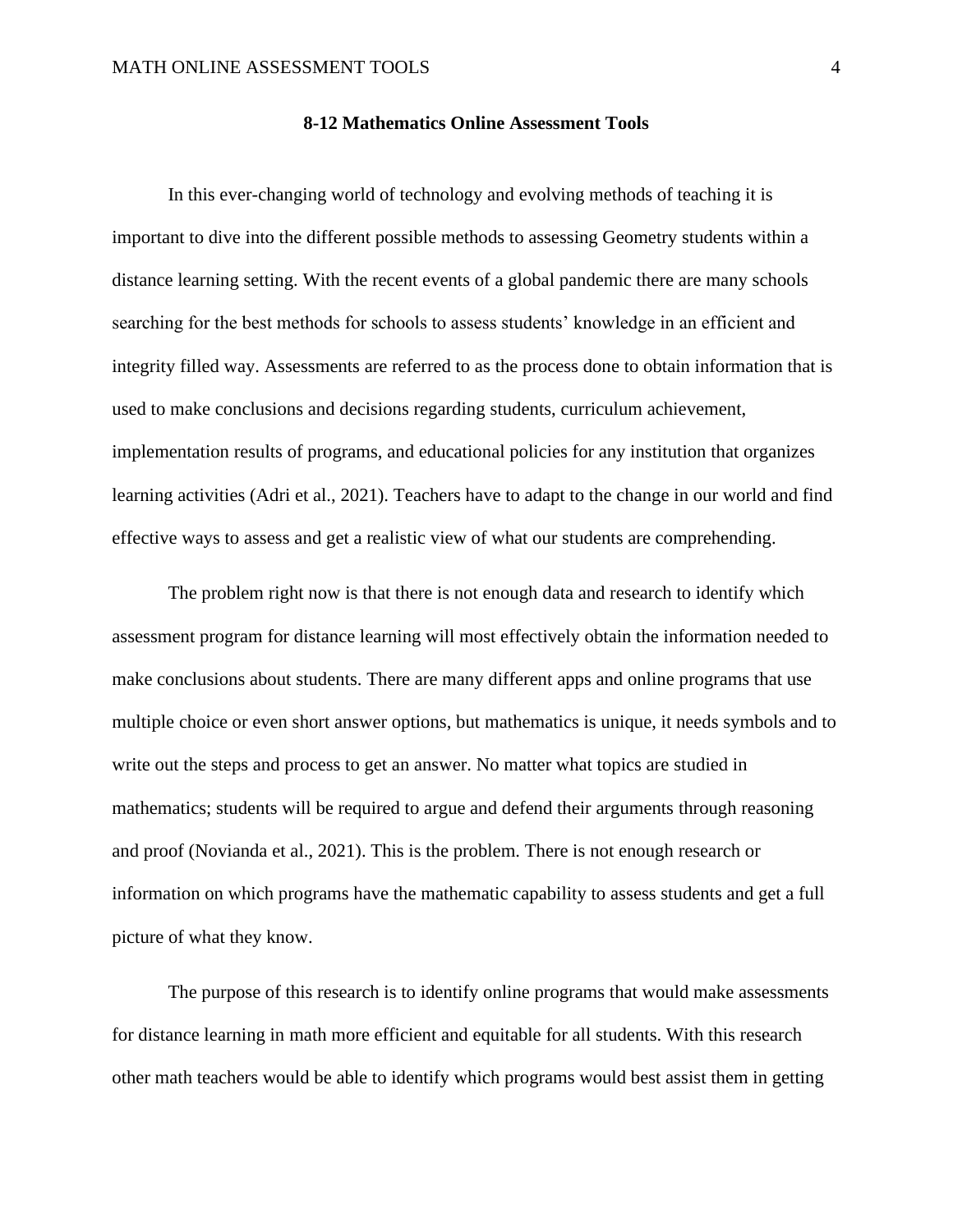## 8-12 Mathematics Online Assessment Tools

In this ever-changing world of technology and evolving methods of teaching it is important to dive into the different possible methods to assessing Geometry students within a distance learning setting. With the recent events of a global pandemic there are many schools searching for the best methods for schools to assess students' knowledge in an efficient and integrity filled way. Assessments are referred to as the process done to obtain information that is used to make conclusions and decisions regarding students, curriculum achievement, implementation results of programs, and educational policies for any institution that organizes learning activities (Adri et al., 2021). Teachers have to adapt to the change in our world and find effective ways to assess and get a realistic view of what our students are comprehending.

The problem right now is that there is not enough data and research to identify which assessment program for distance learning will most effectively obtain the information needed to make conclusions about students. There are many different apps and online programs that use multiple choice or even short answer options, but mathematics is unique, it needs symbols and to write out the steps and process to get an answer. No matter what topics are studied in mathematics; students will be required to argue and defend their arguments through reasoning and proof (Novianda et al., 2021). This is the problem. There is not enough research or information on which programs have the mathematic capability to assess students and get a full picture of what they know.

The purpose of this research is to identify online programs that would make assessments for distance learning in math more efficient and equitable for all students. With this research other math teachers would be able to identify which programs would best assist them in getting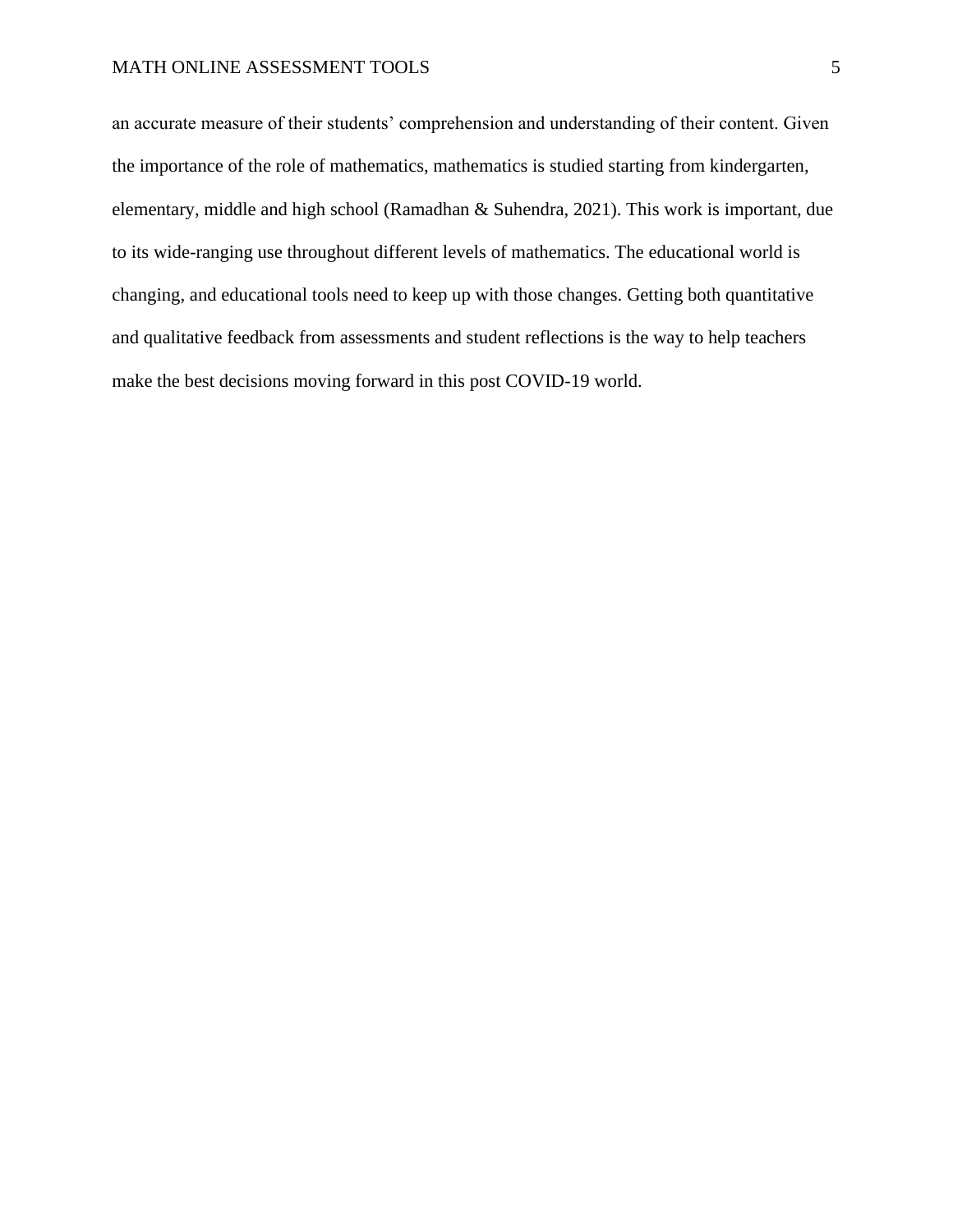an accurate measure of their students' comprehension and understanding of their content. Given the importance of the role of mathematics, mathematics is studied starting from kindergarten, elementary, middle and high school (Ramadhan & Suhendra, 2021). This work is important, due to its wide-ranging use throughout different levels of mathematics. The educational world is changing, and educational tools need to keep up with those changes. Getting both quantitative and qualitative feedback from assessments and student reflections is the way to help teachers make the best decisions moving forward in this post COVID-19 world.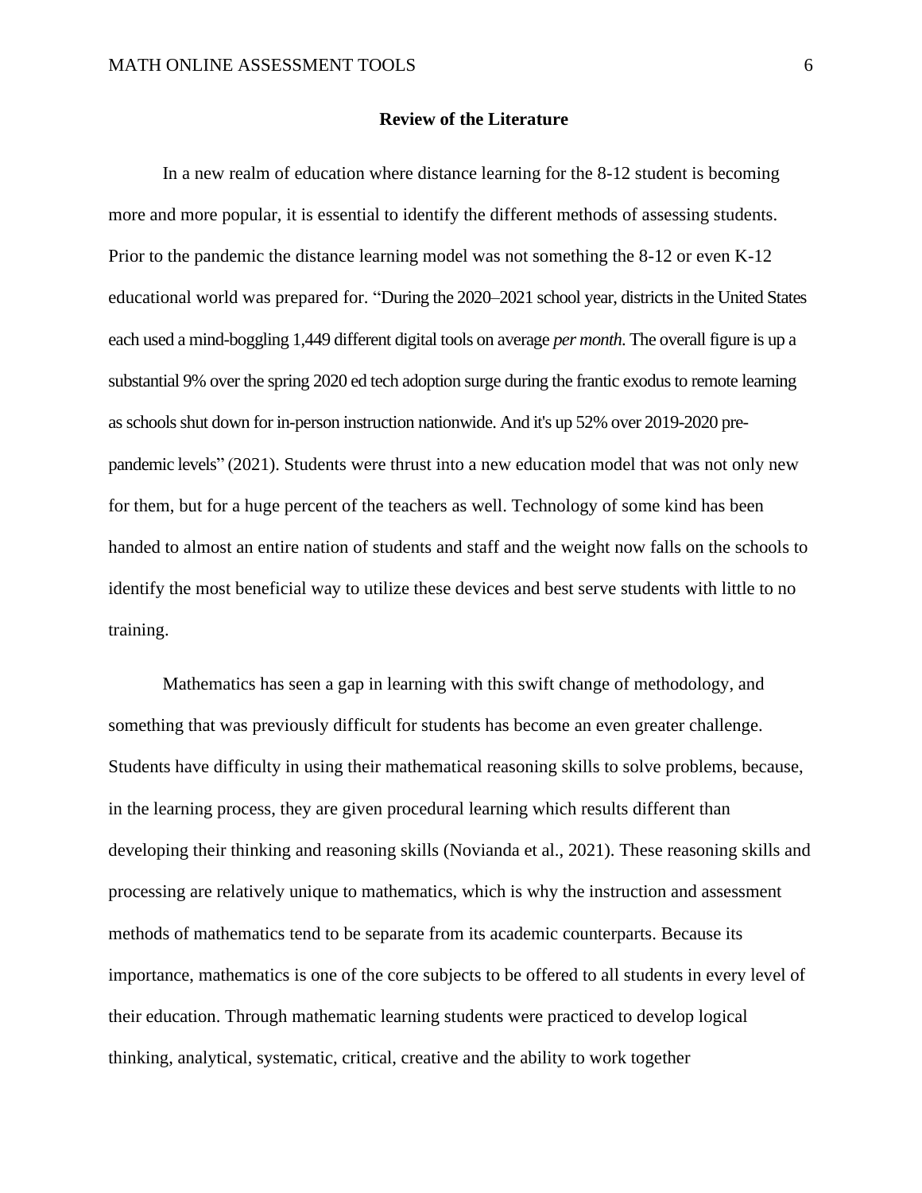## Review of the Literature

In a new realm of education where distance learning for the 8-12 student is becoming more and more popular, it is essential to identify the different methods of assessing students. Prior to the pandemic the distance learning model was not something the 8-12 or even K-12 educational world was prepared for. "During the 2020–2021 school year, districts in the United States each used a mind-boggling 1,449 different digital tools on average *per month*. The overall figure is up a substantial 9% over the spring 2020 ed tech adoption surge during the frantic exodus to remote learning as schools shut down for in-person instruction nationwide. And it's up 52% over 2019-2020 pre-pandemic levels" (2021). Students were thrust into a new education model that was not only new for them, but for a huge percent of the teachers as well. Technology of some kind has been handed to almost an entire nation of students and staff and the weight now falls on the schools to identify the most beneficial way to utilize these devices and best serve students with little to no training.

Mathematics has seen a gap in learning with this swift change of methodology, and something that was previously difficult for students has become an even greater challenge. Students have difficulty in using their mathematical reasoning skills to solve problems, because, in the learning process, they are given procedural learning which results different than developing their thinking and reasoning skills (Novianda et al., 2021). These reasoning skills and processing are relatively unique to mathematics, which is why the instruction and assessment methods of mathematics tend to be separate from its academic counterparts. Because its importance, mathematics is one of the core subjects to be offered to all students in every level of their education. Through mathematic learning students were practiced to develop logical thinking, analytical, systematic, critical, creative and the ability to work together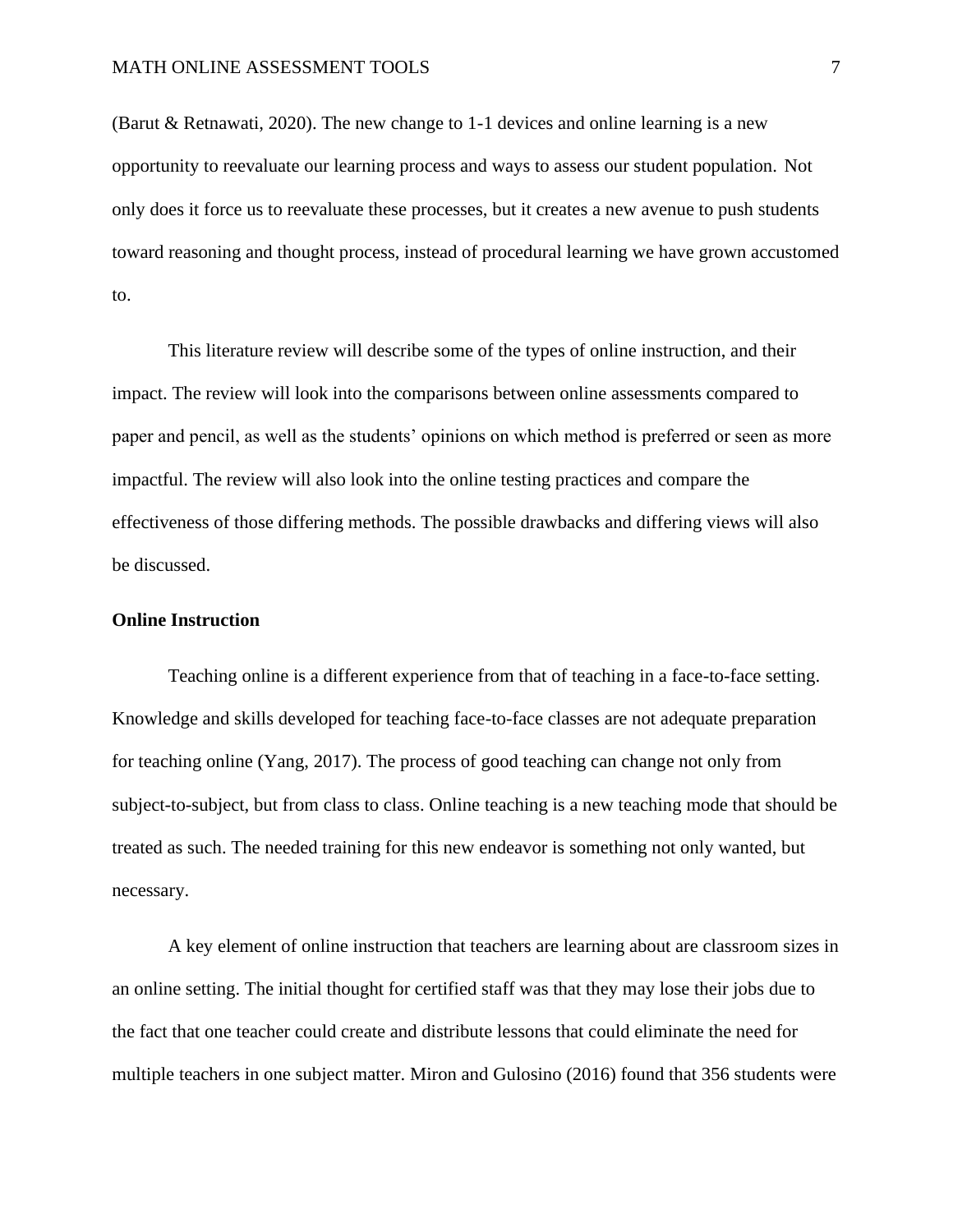(Barut & Retnawati, 2020). The new change to 1-1 devices and online learning is a new opportunity to reevaluate our learning process and ways to assess our student population. Not only does it force us to reevaluate these processes, but it creates a new avenue to push students toward reasoning and thought process, instead of procedural learning we have grown accustomed to.

This literature review will describe some of the types of online instruction, and their impact. The review will look into the comparisons between online assessments compared to paper and pencil, as well as the students' opinions on which method is preferred or seen as more impactful. The review will also look into the online testing practices and compare the effectiveness of those differing methods. The possible drawbacks and differing views will also be discussed.

**Online Instruction**

Teaching online is a different experience from that of teaching in a face-to-face setting. Knowledge and skills developed for teaching face-to-face classes are not adequate preparation for teaching online (Yang, 2017). The process of good teaching can change not only from subject-to-subject, but from class to class. Online teaching is a new teaching mode that should be treated as such. The needed training for this new endeavor is something not only wanted, but necessary.

A key element of online instruction that teachers are learning about are classroom sizes in an online setting. The initial thought for certified staff was that they may lose their jobs due to the fact that one teacher could create and distribute lessons that could eliminate the need for multiple teachers in one subject matter. Miron and Gulosino (2016) found that 356 students were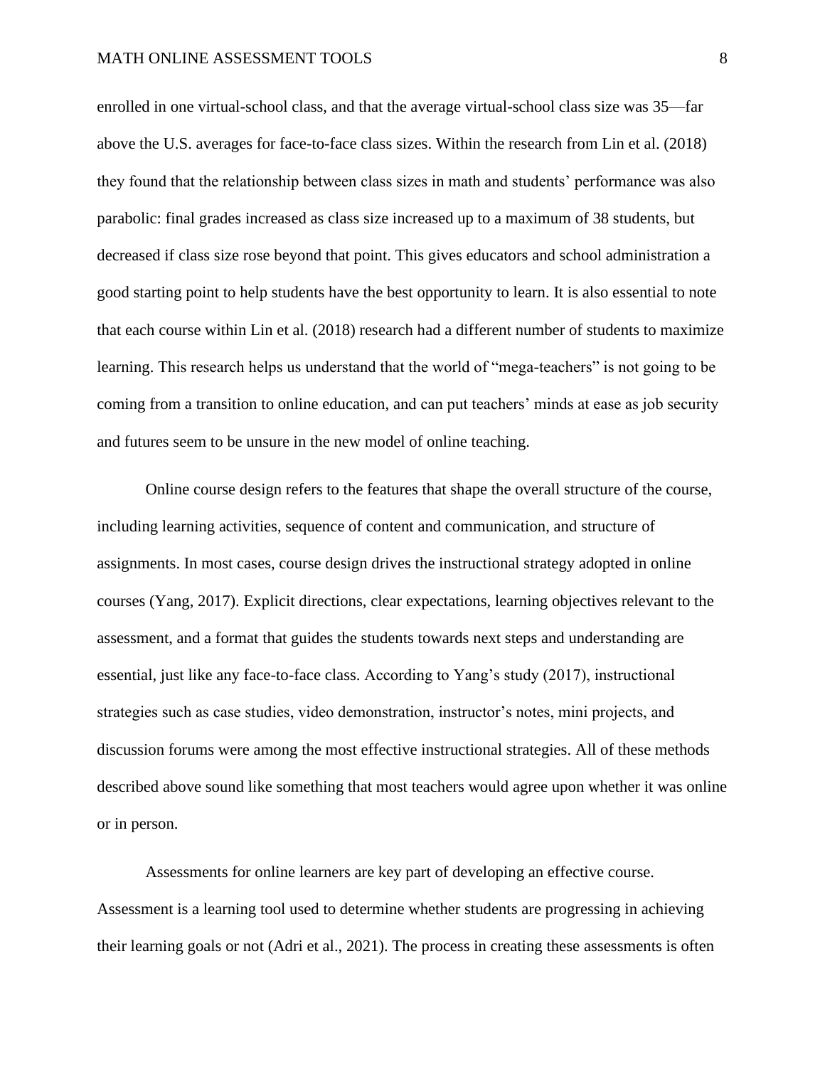enrolled in one virtual-school class, and that the average virtual-school class size was 35—far above the U.S. averages for face-to-face class sizes. Within the research from Lin et al. (2018) they found that the relationship between class sizes in math and students' performance was also parabolic: final grades increased as class size increased up to a maximum of 38 students, but decreased if class size rose beyond that point. This gives educators and school administration a good starting point to help students have the best opportunity to learn. It is also essential to note that each course within Lin et al. (2018) research had a different number of students to maximize learning. This research helps us understand that the world of "mega-teachers" is not going to be coming from a transition to online education, and can put teachers' minds at ease as job security and futures seem to be unsure in the new model of online teaching.

Online course design refers to the features that shape the overall structure of the course, including learning activities, sequence of content and communication, and structure of assignments. In most cases, course design drives the instructional strategy adopted in online courses (Yang, 2017). Explicit directions, clear expectations, learning objectives relevant to the assessment, and a format that guides the students towards next steps and understanding are essential, just like any face-to-face class. According to Yang's study (2017), instructional strategies such as case studies, video demonstration, instructor's notes, mini projects, and discussion forums were among the most effective instructional strategies. All of these methods described above sound like something that most teachers would agree upon whether it was online or in person.

Assessments for online learners are key part of developing an effective course. Assessment is a learning tool used to determine whether students are progressing in achieving their learning goals or not (Adri et al., 2021). The process in creating these assessments is often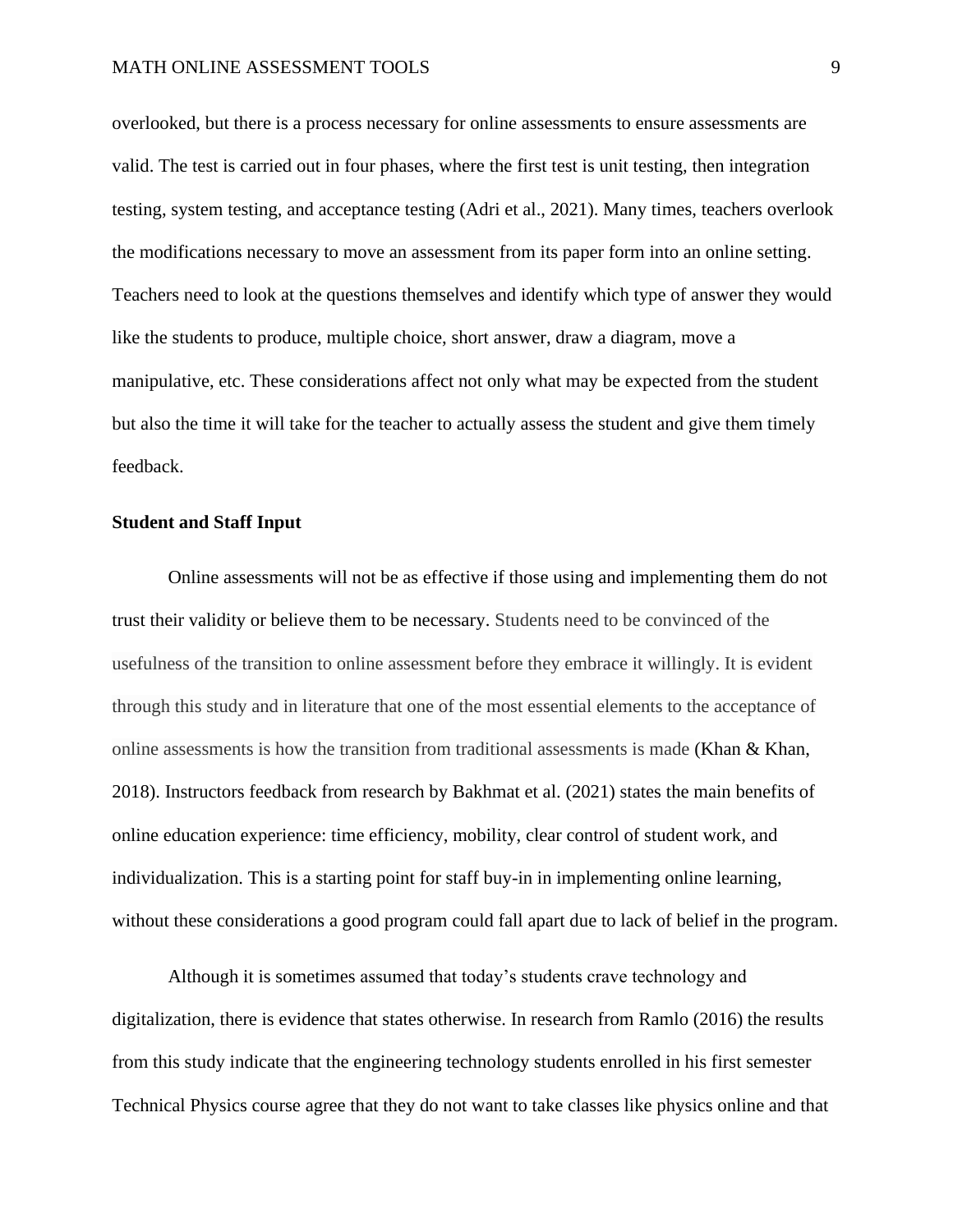overlooked, but there is a process necessary for online assessments to ensure assessments are valid. The test is carried out in four phases, where the first test is unit testing, then integration testing, system testing, and acceptance testing (Adri et al., 2021). Many times, teachers overlook the modifications necessary to move an assessment from its paper form into an online setting. Teachers need to look at the questions themselves and identify which type of answer they would like the students to produce, multiple choice, short answer, draw a diagram, move a manipulative, etc. These considerations affect not only what may be expected from the student but also the time it will take for the teacher to actually assess the student and give them timely feedback.

**Student and Staff Input**

Online assessments will not be as effective if those using and implementing them do not trust their validity or believe them to be necessary. Students need to be convinced of the usefulness of the transition to online assessment before they embrace it willingly. It is evident through this study and in literature that one of the most essential elements to the acceptance of online assessments is how the transition from traditional assessments is made (Khan & Khan, 2018). Instructors feedback from research by Bakhmat et al. (2021) states the main benefits of online education experience: time efficiency, mobility, clear control of student work, and individualization. This is a starting point for staff buy-in in implementing online learning, without these considerations a good program could fall apart due to lack of belief in the program.

Although it is sometimes assumed that today's students crave technology and digitalization, there is evidence that states otherwise. In research from Ramlo (2016) the results from this study indicate that the engineering technology students enrolled in his first semester Technical Physics course agree that they do not want to take classes like physics online and that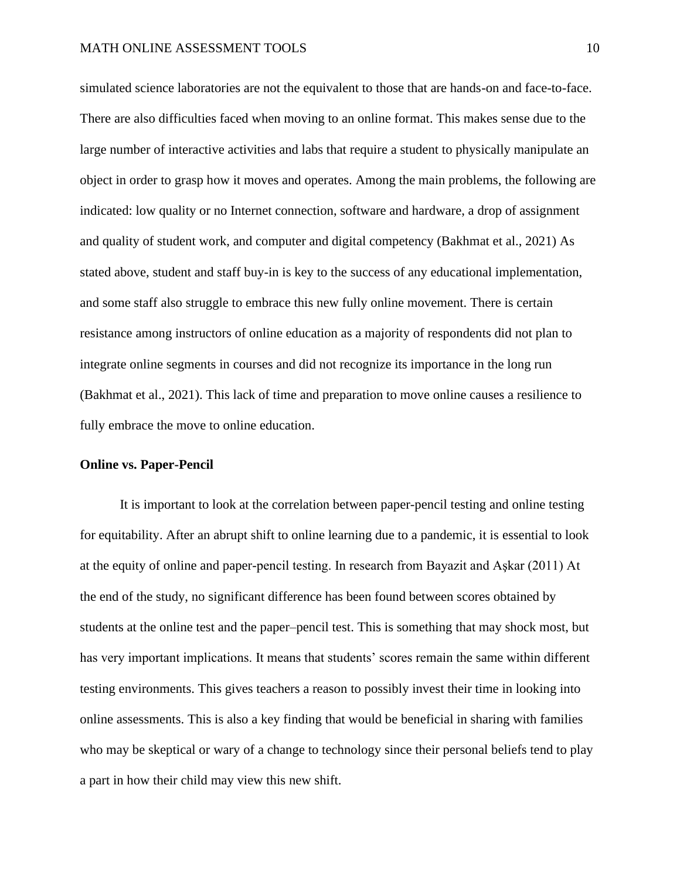simulated science laboratories are not the equivalent to those that are hands-on and face-to-face. There are also difficulties faced when moving to an online format. This makes sense due to the large number of interactive activities and labs that require a student to physically manipulate an object in order to grasp how it moves and operates. Among the main problems, the following are indicated: low quality or no Internet connection, software and hardware, a drop of assignment and quality of student work, and computer and digital competency (Bakhmat et al., 2021) As stated above, student and staff buy-in is key to the success of any educational implementation, and some staff also struggle to embrace this new fully online movement. There is certain resistance among instructors of online education as a majority of respondents did not plan to integrate online segments in courses and did not recognize its importance in the long run (Bakhmat et al., 2021). This lack of time and preparation to move online causes a resilience to fully embrace the move to online education.

**Online vs. Paper-Pencil**

It is important to look at the correlation between paper-pencil testing and online testing for equitability. After an abrupt shift to online learning due to a pandemic, it is essential to look at the equity of online and paper-pencil testing. In research from Bayazit and Aşkar (2011) At the end of the study, no significant difference has been found between scores obtained by students at the online test and the paper–pencil test. This is something that may shock most, but has very important implications. It means that students' scores remain the same within different testing environments. This gives teachers a reason to possibly invest their time in looking into online assessments. This is also a key finding that would be beneficial in sharing with families who may be skeptical or wary of a change to technology since their personal beliefs tend to play a part in how their child may view this new shift.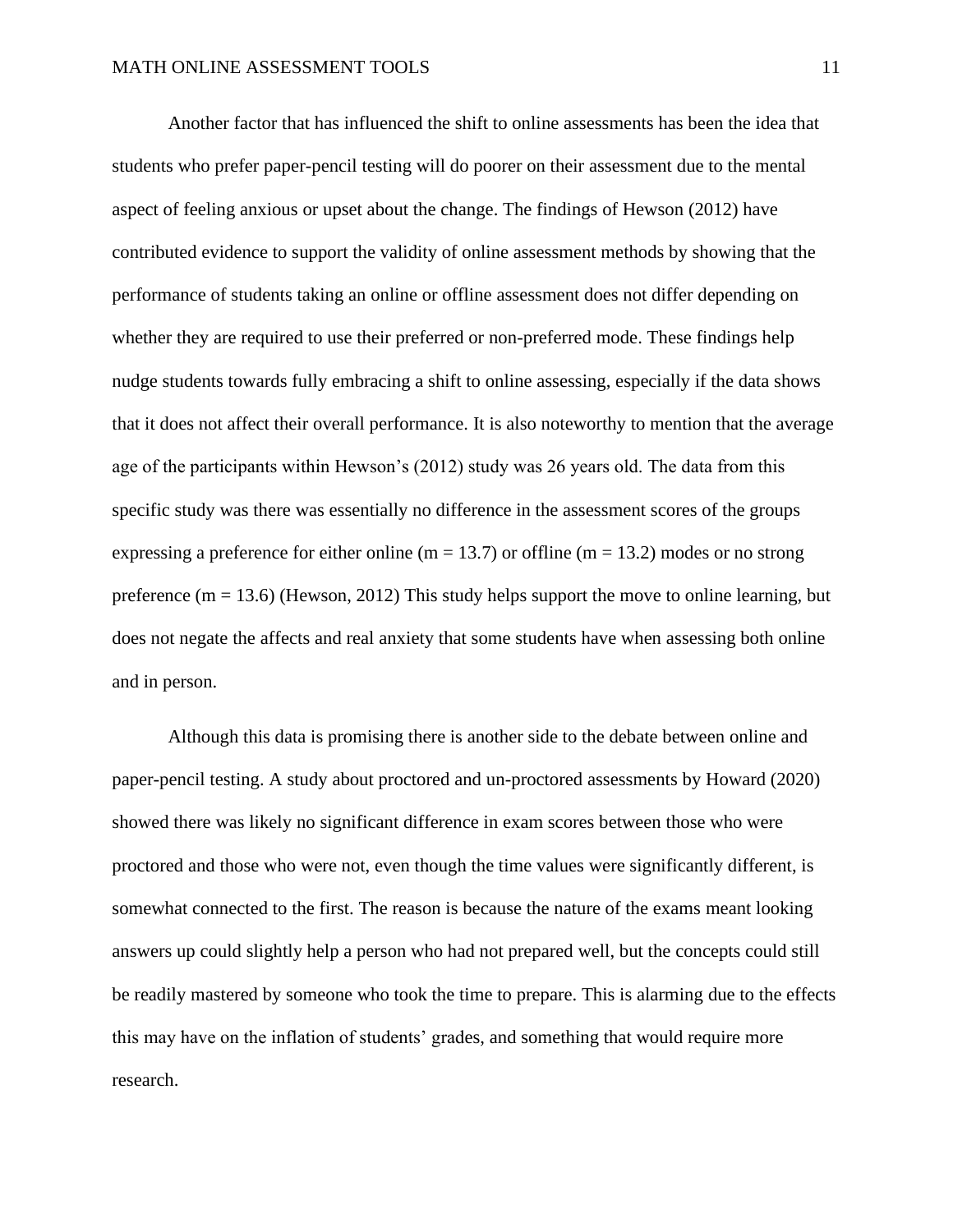Another factor that has influenced the shift to online assessments has been the idea that students who prefer paper-pencil testing will do poorer on their assessment due to the mental aspect of feeling anxious or upset about the change. The findings of Hewson (2012) have contributed evidence to support the validity of online assessment methods by showing that the performance of students taking an online or offline assessment does not differ depending on whether they are required to use their preferred or non-preferred mode. These findings help nudge students towards fully embracing a shift to online assessing, especially if the data shows that it does not affect their overall performance. It is also noteworthy to mention that the average age of the participants within Hewson's (2012) study was 26 years old. The data from this specific study was there was essentially no difference in the assessment scores of the groups expressing a preference for either online ($m = 13.7$) or offline ($m = 13.2$) modes or no strong preference ($m = 13.6$) (Hewson, 2012) This study helps support the move to online learning, but does not negate the affects and real anxiety that some students have when assessing both online and in person.

Although this data is promising there is another side to the debate between online and paper-pencil testing. A study about proctored and un-proctored assessments by Howard (2020) showed there was likely no significant difference in exam scores between those who were proctored and those who were not, even though the time values were significantly different, is somewhat connected to the first. The reason is because the nature of the exams meant looking answers up could slightly help a person who had not prepared well, but the concepts could still be readily mastered by someone who took the time to prepare. This is alarming due to the effects this may have on the inflation of students' grades, and something that would require more research.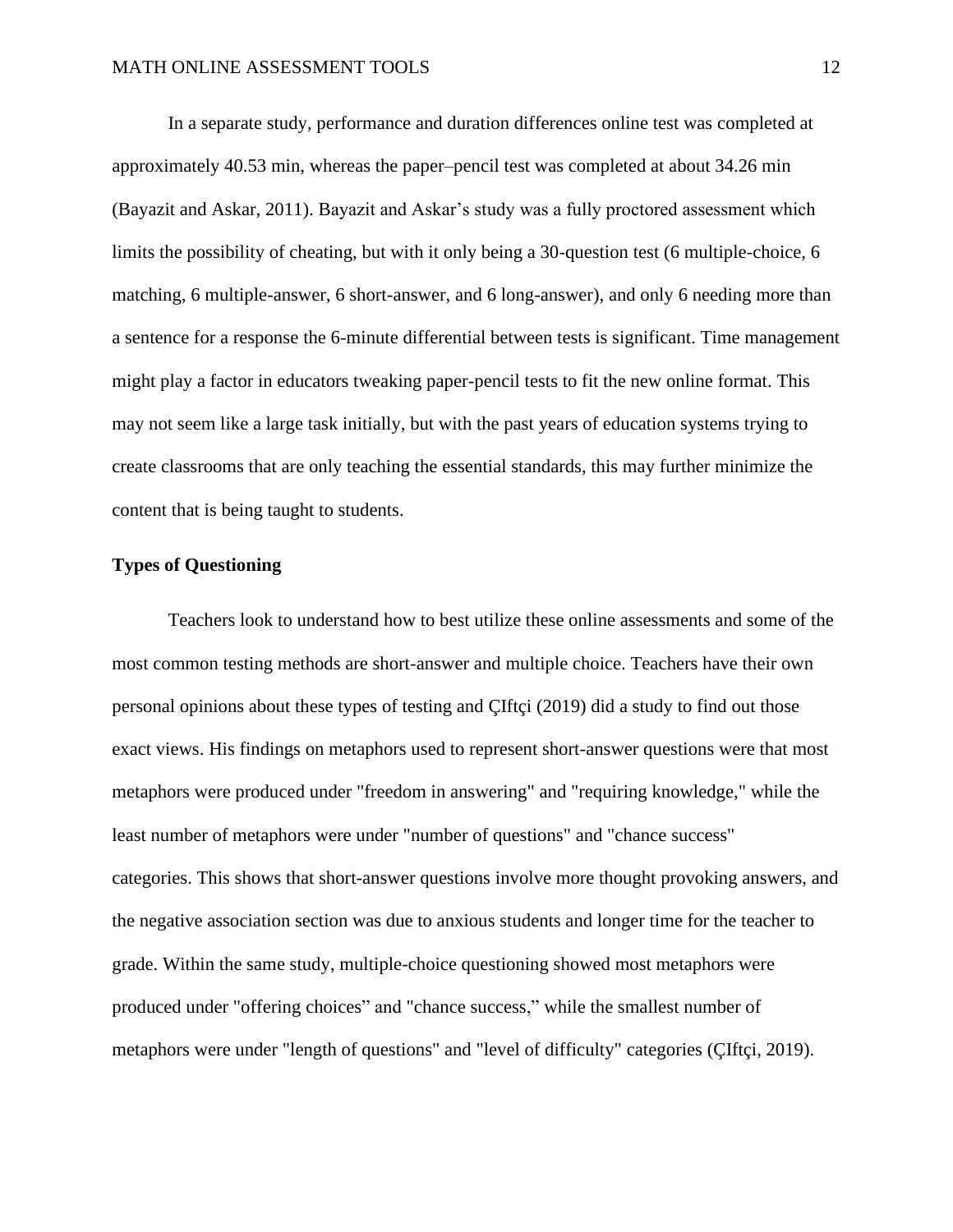In a separate study, performance and duration differences online test was completed at approximately 40.53 min, whereas the paper–pencil test was completed at about 34.26 min (Bayazit and Askar, 2011). Bayazit and Askar's study was a fully proctored assessment which limits the possibility of cheating, but with it only being a 30-question test (6 multiple-choice, 6 matching, 6 multiple-answer, 6 short-answer, and 6 long-answer), and only 6 needing more than a sentence for a response the 6-minute differential between tests is significant. Time management might play a factor in educators tweaking paper-pencil tests to fit the new online format. This may not seem like a large task initially, but with the past years of education systems trying to create classrooms that are only teaching the essential standards, this may further minimize the content that is being taught to students.

**Types of Questioning**

Teachers look to understand how to best utilize these online assessments and some of the most common testing methods are short-answer and multiple choice. Teachers have their own personal opinions about these types of testing and ÇIftçi (2019) did a study to find out those exact views. His findings on metaphors used to represent short-answer questions were that most metaphors were produced under "freedom in answering" and "requiring knowledge," while the least number of metaphors were under "number of questions" and "chance success" categories. This shows that short-answer questions involve more thought provoking answers, and the negative association section was due to anxious students and longer time for the teacher to grade. Within the same study, multiple-choice questioning showed most metaphors were produced under "offering choices" and "chance success," while the smallest number of metaphors were under "length of questions" and "level of difficulty" categories (ÇIftçi, 2019).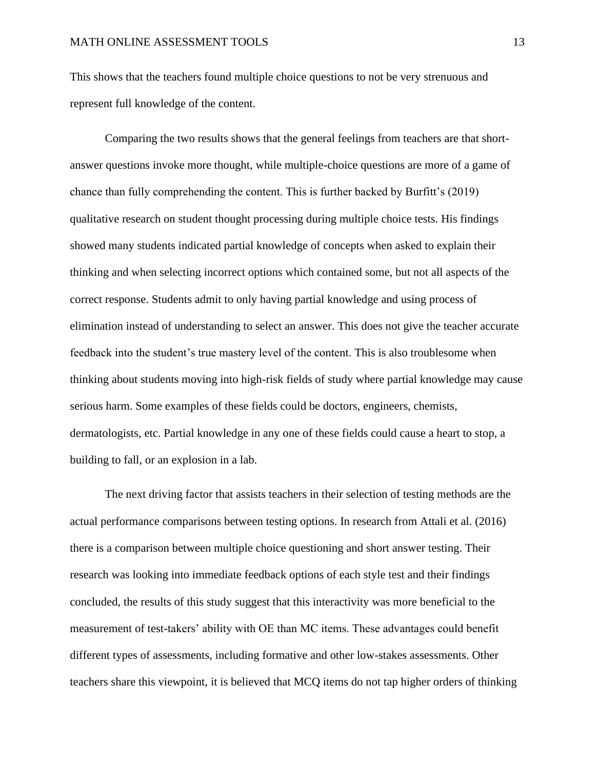This shows that the teachers found multiple choice questions to not be very strenuous and represent full knowledge of the content.

Comparing the two results shows that the general feelings from teachers are that short-answer questions invoke more thought, while multiple-choice questions are more of a game of chance than fully comprehending the content. This is further backed by Burfitt's (2019) qualitative research on student thought processing during multiple choice tests. His findings showed many students indicated partial knowledge of concepts when asked to explain their thinking and when selecting incorrect options which contained some, but not all aspects of the correct response. Students admit to only having partial knowledge and using process of elimination instead of understanding to select an answer. This does not give the teacher accurate feedback into the student's true mastery level of the content. This is also troublesome when thinking about students moving into high-risk fields of study where partial knowledge may cause serious harm. Some examples of these fields could be doctors, engineers, chemists, dermatologists, etc. Partial knowledge in any one of these fields could cause a heart to stop, a building to fall, or an explosion in a lab.

The next driving factor that assists teachers in their selection of testing methods are the actual performance comparisons between testing options. In research from Attali et al. (2016) there is a comparison between multiple choice questioning and short answer testing. Their research was looking into immediate feedback options of each style test and their findings concluded, the results of this study suggest that this interactivity was more beneficial to the measurement of test-takers' ability with OE than MC items. These advantages could benefit different types of assessments, including formative and other low-stakes assessments. Other teachers share this viewpoint, it is believed that MCQ items do not tap higher orders of thinking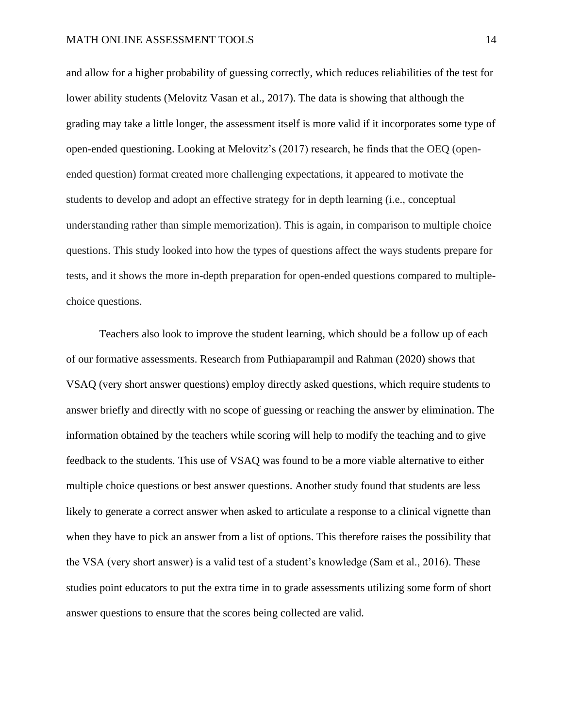and allow for a higher probability of guessing correctly, which reduces reliabilities of the test for lower ability students (Melovitz Vasan et al., 2017). The data is showing that although the grading may take a little longer, the assessment itself is more valid if it incorporates some type of open-ended questioning. Looking at Melovitz's (2017) research, he finds that the OEQ (open-ended question) format created more challenging expectations, it appeared to motivate the students to develop and adopt an effective strategy for in depth learning (i.e., conceptual understanding rather than simple memorization). This is again, in comparison to multiple choice questions. This study looked into how the types of questions affect the ways students prepare for tests, and it shows the more in-depth preparation for open-ended questions compared to multiple-choice questions.

Teachers also look to improve the student learning, which should be a follow up of each of our formative assessments. Research from Puthiaparampil and Rahman (2020) shows that VSAQ (very short answer questions) employ directly asked questions, which require students to answer briefly and directly with no scope of guessing or reaching the answer by elimination. The information obtained by the teachers while scoring will help to modify the teaching and to give feedback to the students. This use of VSAQ was found to be a more viable alternative to either multiple choice questions or best answer questions. Another study found that students are less likely to generate a correct answer when asked to articulate a response to a clinical vignette than when they have to pick an answer from a list of options. This therefore raises the possibility that the VSA (very short answer) is a valid test of a student's knowledge (Sam et al., 2016). These studies point educators to put the extra time in to grade assessments utilizing some form of short answer questions to ensure that the scores being collected are valid.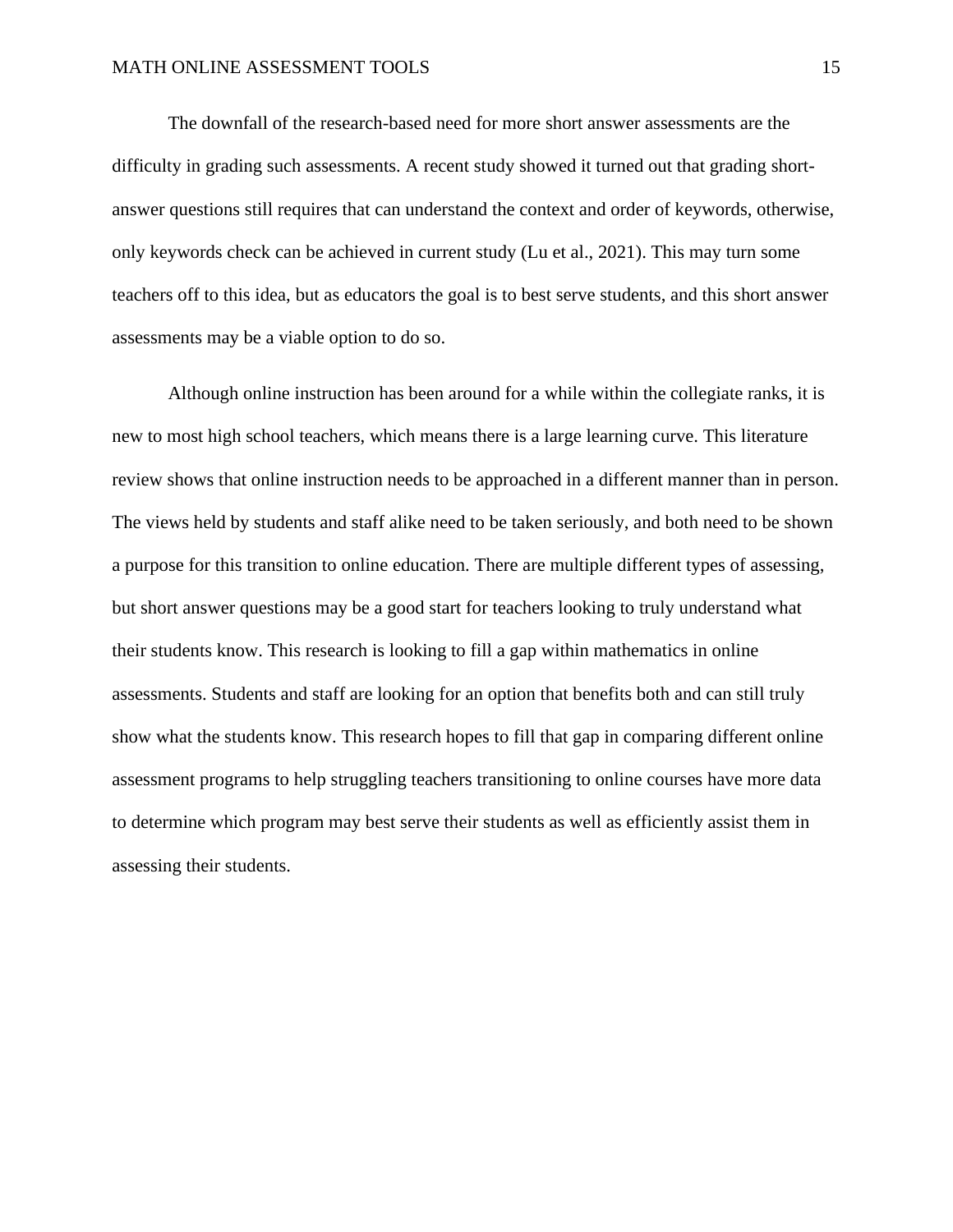The downfall of the research-based need for more short answer assessments are the difficulty in grading such assessments. A recent study showed it turned out that grading short-answer questions still requires that can understand the context and order of keywords, otherwise, only keywords check can be achieved in current study (Lu et al., 2021). This may turn some teachers off to this idea, but as educators the goal is to best serve students, and this short answer assessments may be a viable option to do so.

Although online instruction has been around for a while within the collegiate ranks, it is new to most high school teachers, which means there is a large learning curve. This literature review shows that online instruction needs to be approached in a different manner than in person. The views held by students and staff alike need to be taken seriously, and both need to be shown a purpose for this transition to online education. There are multiple different types of assessing, but short answer questions may be a good start for teachers looking to truly understand what their students know. This research is looking to fill a gap within mathematics in online assessments. Students and staff are looking for an option that benefits both and can still truly show what the students know. This research hopes to fill that gap in comparing different online assessment programs to help struggling teachers transitioning to online courses have more data to determine which program may best serve their students as well as efficiently assist them in assessing their students.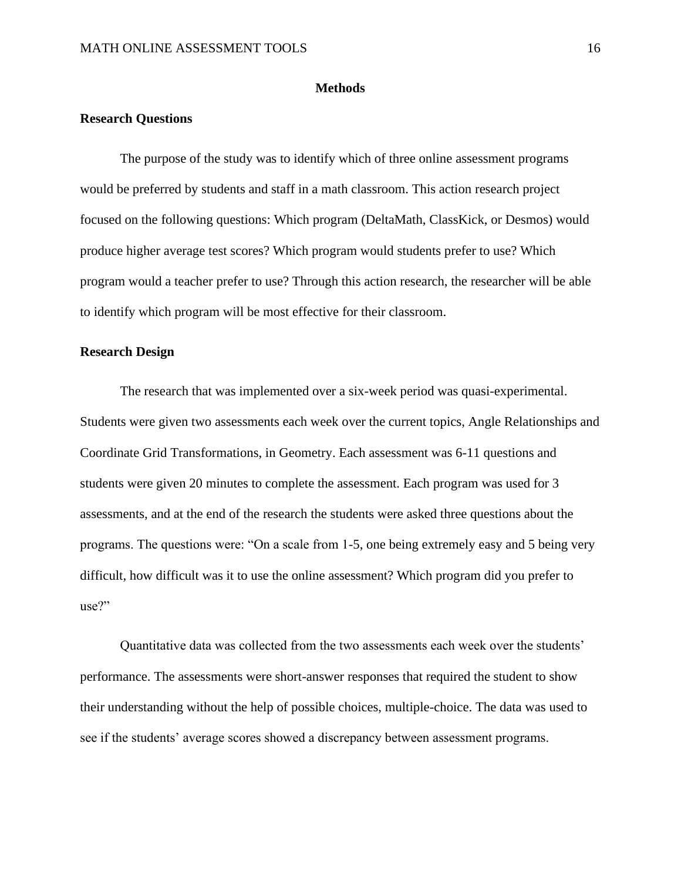# Methods

## Research Questions

The purpose of the study was to identify which of three online assessment programs would be preferred by students and staff in a math classroom. This action research project focused on the following questions: Which program (DeltaMath, ClassKick, or Desmos) would produce higher average test scores? Which program would students prefer to use? Which program would a teacher prefer to use? Through this action research, the researcher will be able to identify which program will be most effective for their classroom.

## Research Design

The research that was implemented over a six-week period was quasi-experimental. Students were given two assessments each week over the current topics, Angle Relationships and Coordinate Grid Transformations, in Geometry. Each assessment was 6-11 questions and students were given 20 minutes to complete the assessment. Each program was used for 3 assessments, and at the end of the research the students were asked three questions about the programs. The questions were: "On a scale from 1-5, one being extremely easy and 5 being very difficult, how difficult was it to use the online assessment? Which program did you prefer to use?"

Quantitative data was collected from the two assessments each week over the students' performance. The assessments were short-answer responses that required the student to show their understanding without the help of possible choices, multiple-choice. The data was used to see if the students' average scores showed a discrepancy between assessment programs.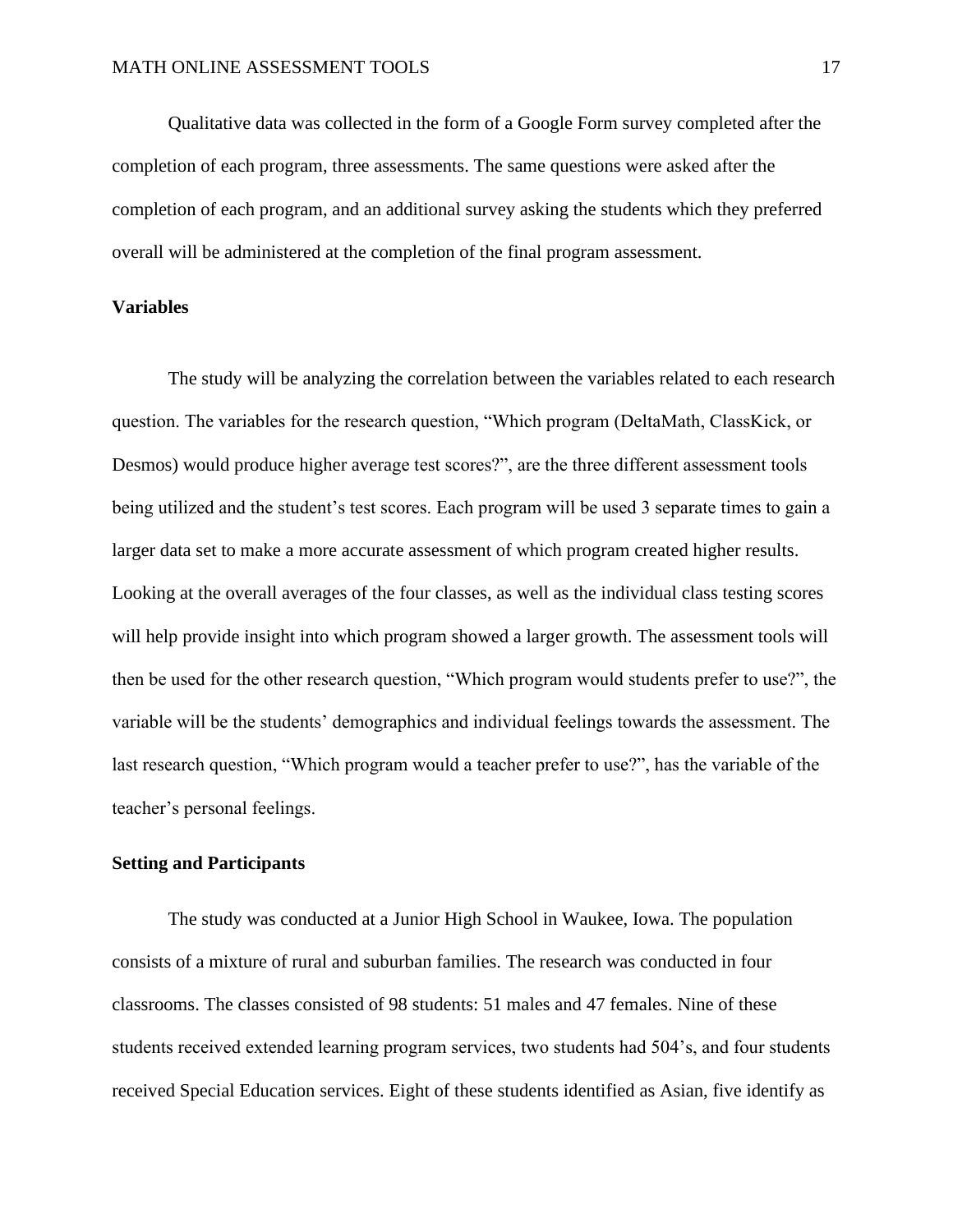Qualitative data was collected in the form of a Google Form survey completed after the completion of each program, three assessments. The same questions were asked after the completion of each program, and an additional survey asking the students which they preferred overall will be administered at the completion of the final program assessment.

**Variables**

The study will be analyzing the correlation between the variables related to each research question. The variables for the research question, "Which program (DeltaMath, ClassKick, or Desmos) would produce higher average test scores?", are the three different assessment tools being utilized and the student's test scores. Each program will be used 3 separate times to gain a larger data set to make a more accurate assessment of which program created higher results. Looking at the overall averages of the four classes, as well as the individual class testing scores will help provide insight into which program showed a larger growth. The assessment tools will then be used for the other research question, "Which program would students prefer to use?", the variable will be the students' demographics and individual feelings towards the assessment. The last research question, "Which program would a teacher prefer to use?", has the variable of the teacher's personal feelings.

**Setting and Participants**

The study was conducted at a Junior High School in Waukee, Iowa. The population consists of a mixture of rural and suburban families. The research was conducted in four classrooms. The classes consisted of 98 students: 51 males and 47 females. Nine of these students received extended learning program services, two students had 504's, and four students received Special Education services. Eight of these students identified as Asian, five identify as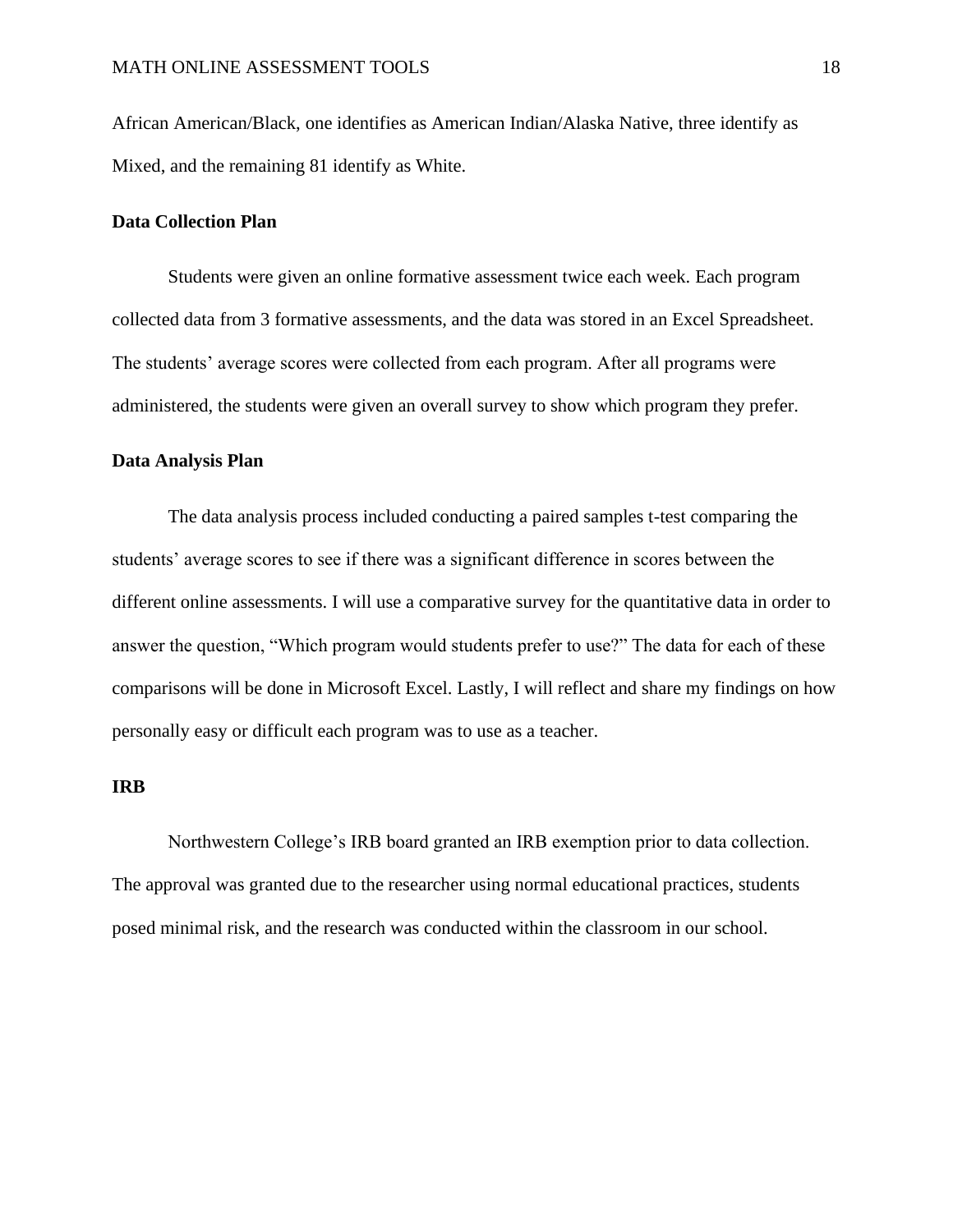African American/Black, one identifies as American Indian/Alaska Native, three identify as Mixed, and the remaining 81 identify as White.

### Data Collection Plan

Students were given an online formative assessment twice each week. Each program collected data from 3 formative assessments, and the data was stored in an Excel Spreadsheet. The students' average scores were collected from each program. After all programs were administered, the students were given an overall survey to show which program they prefer.

### Data Analysis Plan

The data analysis process included conducting a paired samples t-test comparing the students' average scores to see if there was a significant difference in scores between the different online assessments. I will use a comparative survey for the quantitative data in order to answer the question, "Which program would students prefer to use?" The data for each of these comparisons will be done in Microsoft Excel. Lastly, I will reflect and share my findings on how personally easy or difficult each program was to use as a teacher.

### IRB

Northwestern College's IRB board granted an IRB exemption prior to data collection. The approval was granted due to the researcher using normal educational practices, students posed minimal risk, and the research was conducted within the classroom in our school.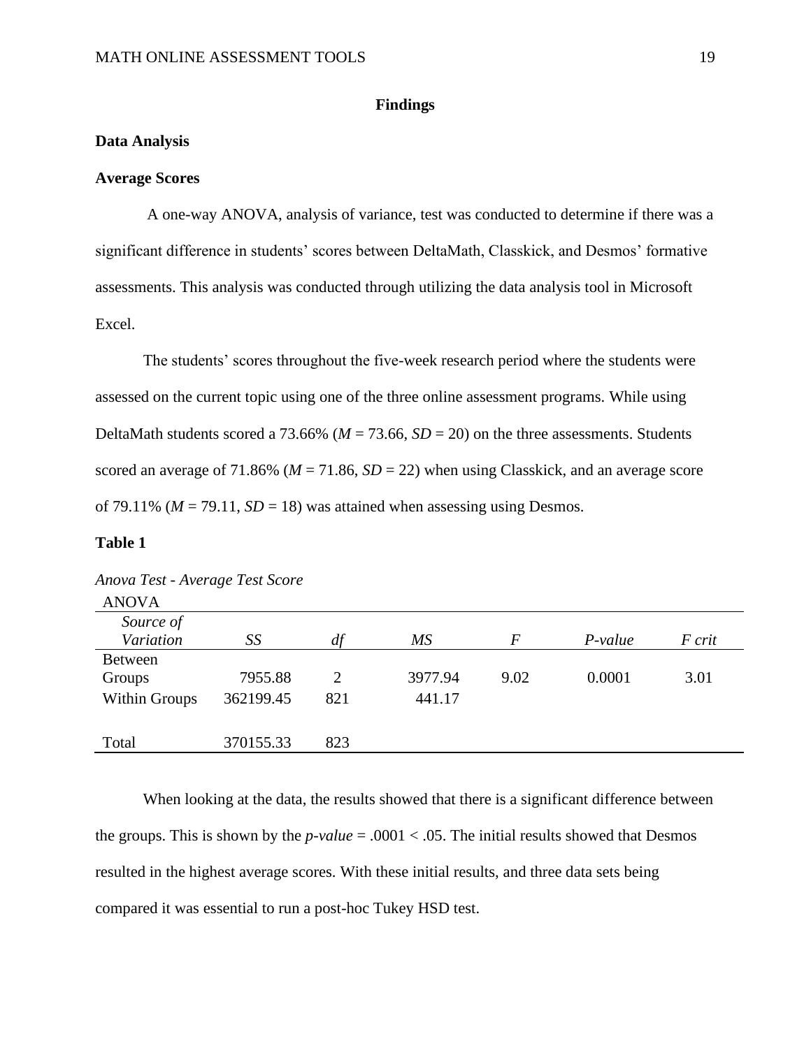# Findings

## Data Analysis

### Average Scores

A one-way ANOVA, analysis of variance, test was conducted to determine if there was a significant difference in students' scores between DeltaMath, Classkick, and Desmos' formative assessments. This analysis was conducted through utilizing the data analysis tool in Microsoft Excel.

The students' scores throughout the five-week research period where the students were assessed on the current topic using one of the three online assessment programs. While using DeltaMath students scored a 73.66% (*M* = 73.66, *SD* = 20) on the three assessments. Students scored an average of 71.86% (*M* = 71.86, *SD* = 22) when using Classkick, and an average score of 79.11% (*M* = 79.11, *SD* = 18) was attained when assessing using Desmos.

**Table 1**

*Anova Test - Average Test Score*

ANOVA

| *Source of Variation* | *SS* | *df* | *MS* | *F* | *P-value* | *F crit* |
|---|---|---|---|---|---|---|
| Between Groups | 7955.88 | 2 | 3977.94 | 9.02 | 0.0001 | 3.01 |
| Within Groups | 362199.45 | 821 | 441.17 | | | |
| Total | 370155.33 | 823 | | | | |

When looking at the data, the results showed that there is a significant difference between the groups. This is shown by the *p-value* = .0001 < .05. The initial results showed that Desmos resulted in the highest average scores. With these initial results, and three data sets being compared it was essential to run a post-hoc Tukey HSD test.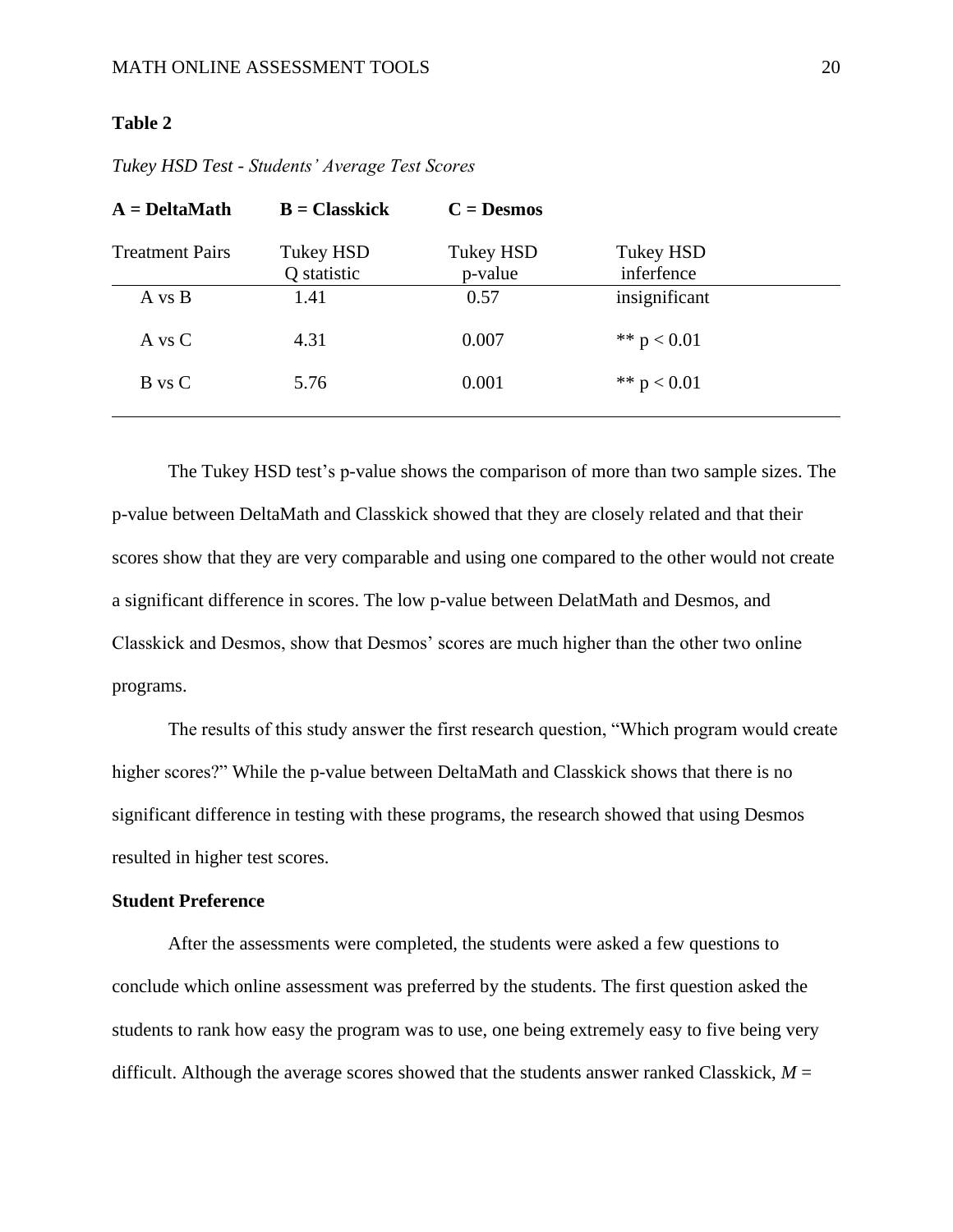**Table 2**

*Tukey HSD Test - Students' Average Test Scores*

| **A = DeltaMath** | **B = Classkick** | **C = Desmos** | |
|---|---|---|---|
| Treatment Pairs | Tukey HSD Q statistic | Tukey HSD p-value | Tukey HSD inferfence |
| A vs B | 1.41 | 0.57 | insignificant |
| A vs C | 4.31 | 0.007 | ** $p < 0.01$ |
| B vs C | 5.76 | 0.001 | ** $p < 0.01$ |

The Tukey HSD test's p-value shows the comparison of more than two sample sizes. The p-value between DeltaMath and Classkick showed that they are closely related and that their scores show that they are very comparable and using one compared to the other would not create a significant difference in scores. The low p-value between DelatMath and Desmos, and Classkick and Desmos, show that Desmos' scores are much higher than the other two online programs.

The results of this study answer the first research question, "Which program would create higher scores?" While the p-value between DeltaMath and Classkick shows that there is no significant difference in testing with these programs, the research showed that using Desmos resulted in higher test scores.

**Student Preference**

After the assessments were completed, the students were asked a few questions to conclude which online assessment was preferred by the students. The first question asked the students to rank how easy the program was to use, one being extremely easy to five being very difficult. Although the average scores showed that the students answer ranked Classkick, *M* =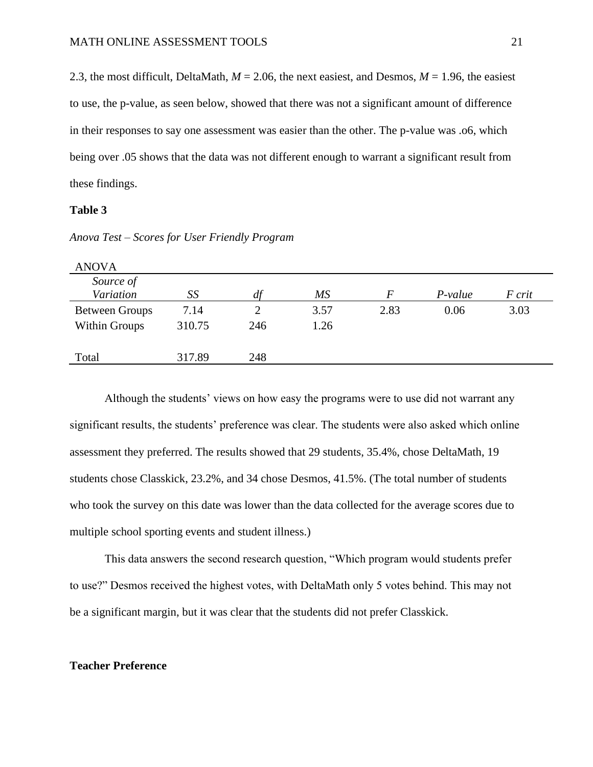2.3, the most difficult, DeltaMath, $M = 2.06$, the next easiest, and Desmos, $M = 1.96$, the easiest to use, the p-value, as seen below, showed that there was not a significant amount of difference in their responses to say one assessment was easier than the other. The p-value was .o6, which being over .05 shows that the data was not different enough to warrant a significant result from these findings.

**Table 3**

*Anova Test – Scores for User Friendly Program*

ANOVA

| *Source of Variation* | *SS* | *df* | *MS* | *F* | *P-value* | *F crit* |
|---|---|---|---|---|---|---|
| Between Groups | 7.14 | 2 | 3.57 | 2.83 | 0.06 | 3.03 |
| Within Groups | 310.75 | 246 | 1.26 | | | |
| | | | | | | |
| Total | 317.89 | 248 | | | | |

Although the students' views on how easy the programs were to use did not warrant any significant results, the students' preference was clear. The students were also asked which online assessment they preferred. The results showed that 29 students, 35.4%, chose DeltaMath, 19 students chose Classkick, 23.2%, and 34 chose Desmos, 41.5%. (The total number of students who took the survey on this date was lower than the data collected for the average scores due to multiple school sporting events and student illness.)

This data answers the second research question, "Which program would students prefer to use?" Desmos received the highest votes, with DeltaMath only 5 votes behind. This may not be a significant margin, but it was clear that the students did not prefer Classkick.

**Teacher Preference**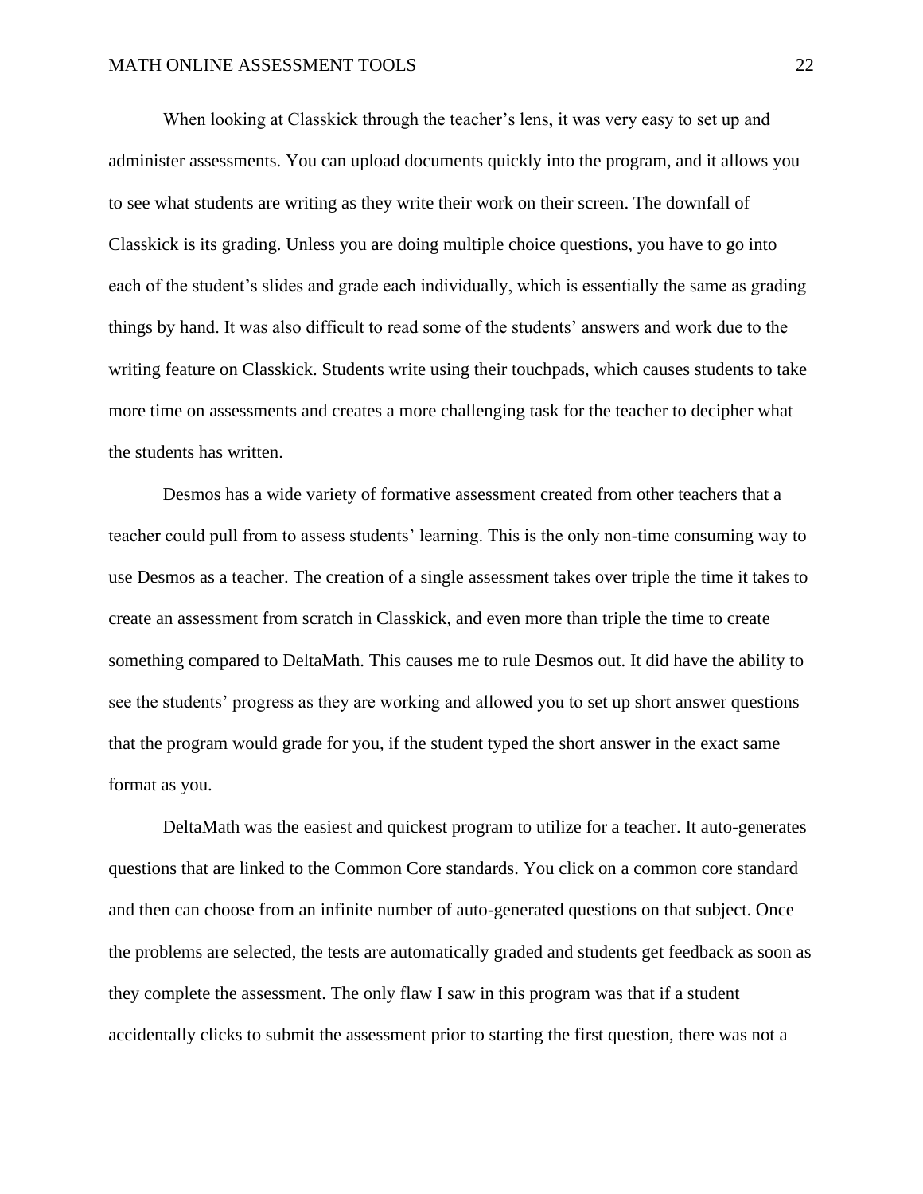When looking at Classkick through the teacher's lens, it was very easy to set up and administer assessments. You can upload documents quickly into the program, and it allows you to see what students are writing as they write their work on their screen. The downfall of Classkick is its grading. Unless you are doing multiple choice questions, you have to go into each of the student's slides and grade each individually, which is essentially the same as grading things by hand. It was also difficult to read some of the students' answers and work due to the writing feature on Classkick. Students write using their touchpads, which causes students to take more time on assessments and creates a more challenging task for the teacher to decipher what the students has written.

Desmos has a wide variety of formative assessment created from other teachers that a teacher could pull from to assess students' learning. This is the only non-time consuming way to use Desmos as a teacher. The creation of a single assessment takes over triple the time it takes to create an assessment from scratch in Classkick, and even more than triple the time to create something compared to DeltaMath. This causes me to rule Desmos out. It did have the ability to see the students' progress as they are working and allowed you to set up short answer questions that the program would grade for you, if the student typed the short answer in the exact same format as you.

DeltaMath was the easiest and quickest program to utilize for a teacher. It auto-generates questions that are linked to the Common Core standards. You click on a common core standard and then can choose from an infinite number of auto-generated questions on that subject. Once the problems are selected, the tests are automatically graded and students get feedback as soon as they complete the assessment. The only flaw I saw in this program was that if a student accidentally clicks to submit the assessment prior to starting the first question, there was not a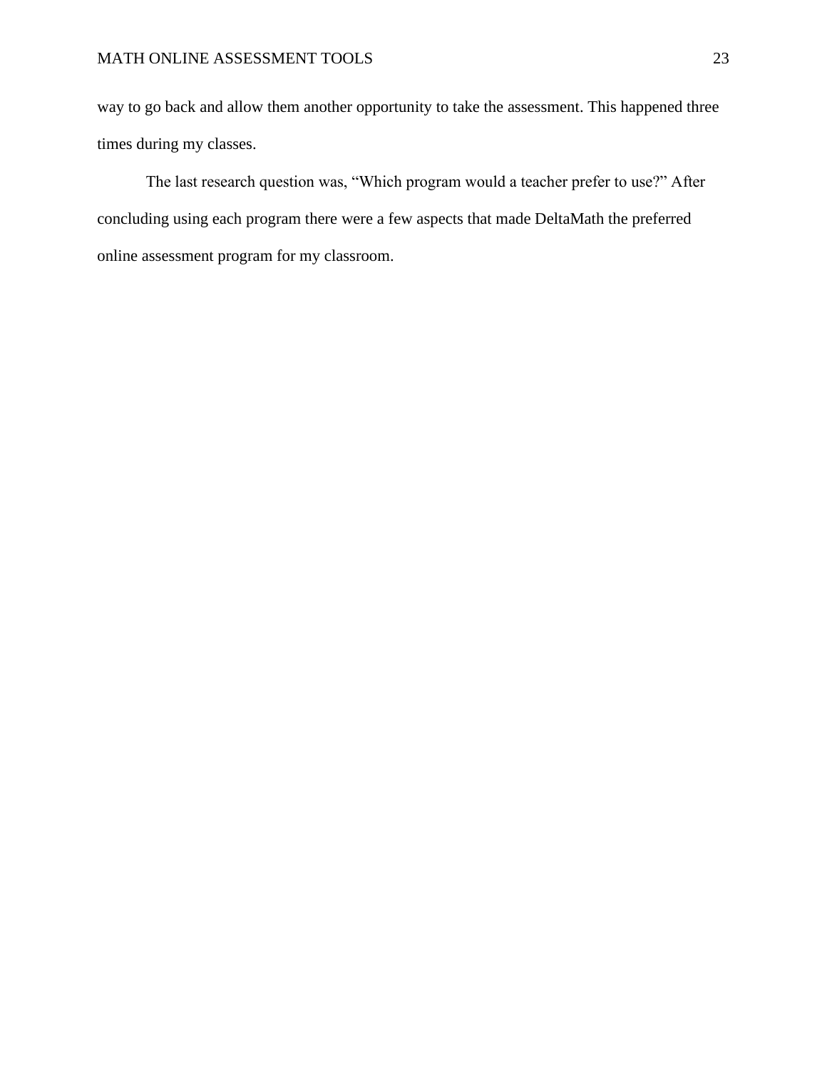way to go back and allow them another opportunity to take the assessment. This happened three times during my classes.

The last research question was, “Which program would a teacher prefer to use?” After concluding using each program there were a few aspects that made DeltaMath the preferred online assessment program for my classroom.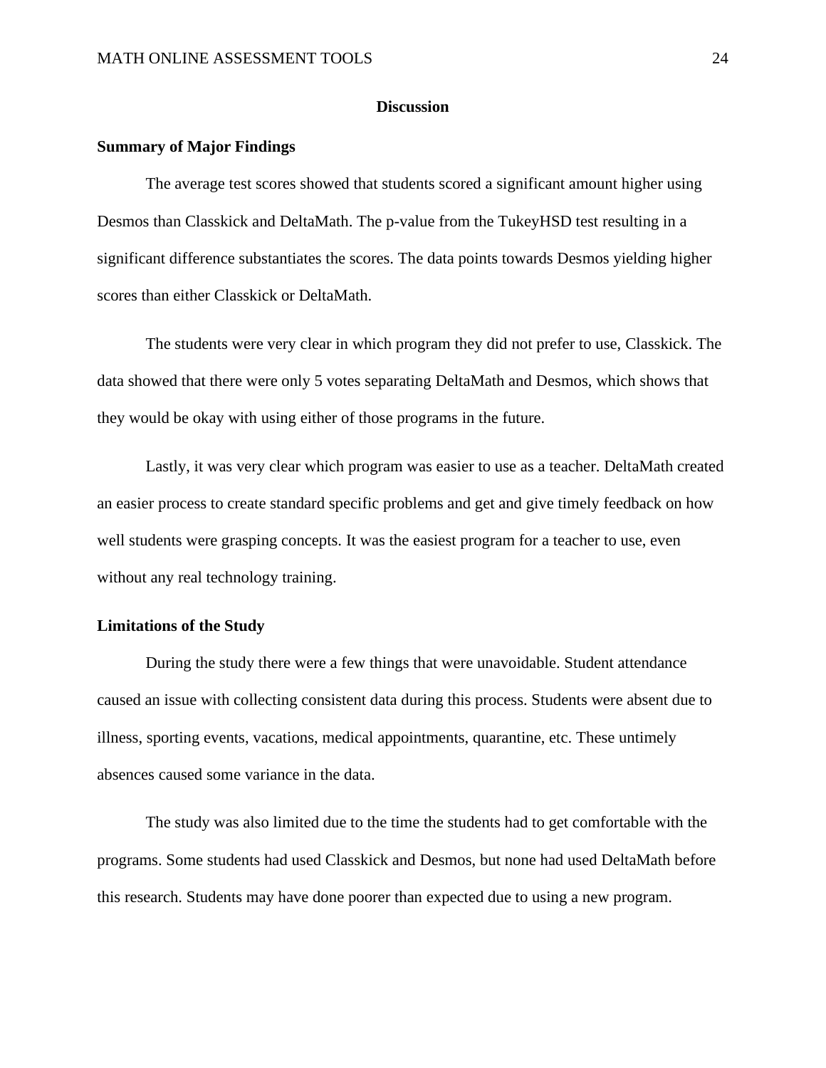# Discussion

## Summary of Major Findings

The average test scores showed that students scored a significant amount higher using Desmos than Classkick and DeltaMath. The p-value from the TukeyHSD test resulting in a significant difference substantiates the scores. The data points towards Desmos yielding higher scores than either Classkick or DeltaMath.

The students were very clear in which program they did not prefer to use, Classkick. The data showed that there were only 5 votes separating DeltaMath and Desmos, which shows that they would be okay with using either of those programs in the future.

Lastly, it was very clear which program was easier to use as a teacher. DeltaMath created an easier process to create standard specific problems and get and give timely feedback on how well students were grasping concepts. It was the easiest program for a teacher to use, even without any real technology training.

## Limitations of the Study

During the study there were a few things that were unavoidable. Student attendance caused an issue with collecting consistent data during this process. Students were absent due to illness, sporting events, vacations, medical appointments, quarantine, etc. These untimely absences caused some variance in the data.

The study was also limited due to the time the students had to get comfortable with the programs. Some students had used Classkick and Desmos, but none had used DeltaMath before this research. Students may have done poorer than expected due to using a new program.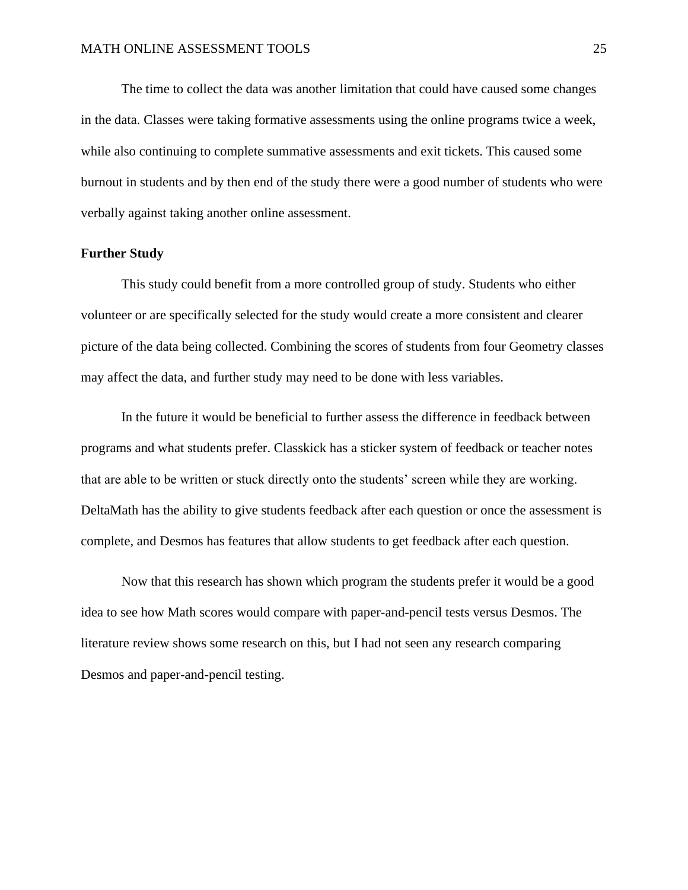The time to collect the data was another limitation that could have caused some changes in the data. Classes were taking formative assessments using the online programs twice a week, while also continuing to complete summative assessments and exit tickets. This caused some burnout in students and by then end of the study there were a good number of students who were verbally against taking another online assessment.

**Further Study**

This study could benefit from a more controlled group of study. Students who either volunteer or are specifically selected for the study would create a more consistent and clearer picture of the data being collected. Combining the scores of students from four Geometry classes may affect the data, and further study may need to be done with less variables.

In the future it would be beneficial to further assess the difference in feedback between programs and what students prefer. Classkick has a sticker system of feedback or teacher notes that are able to be written or stuck directly onto the students' screen while they are working. DeltaMath has the ability to give students feedback after each question or once the assessment is complete, and Desmos has features that allow students to get feedback after each question.

Now that this research has shown which program the students prefer it would be a good idea to see how Math scores would compare with paper-and-pencil tests versus Desmos. The literature review shows some research on this, but I had not seen any research comparing Desmos and paper-and-pencil testing.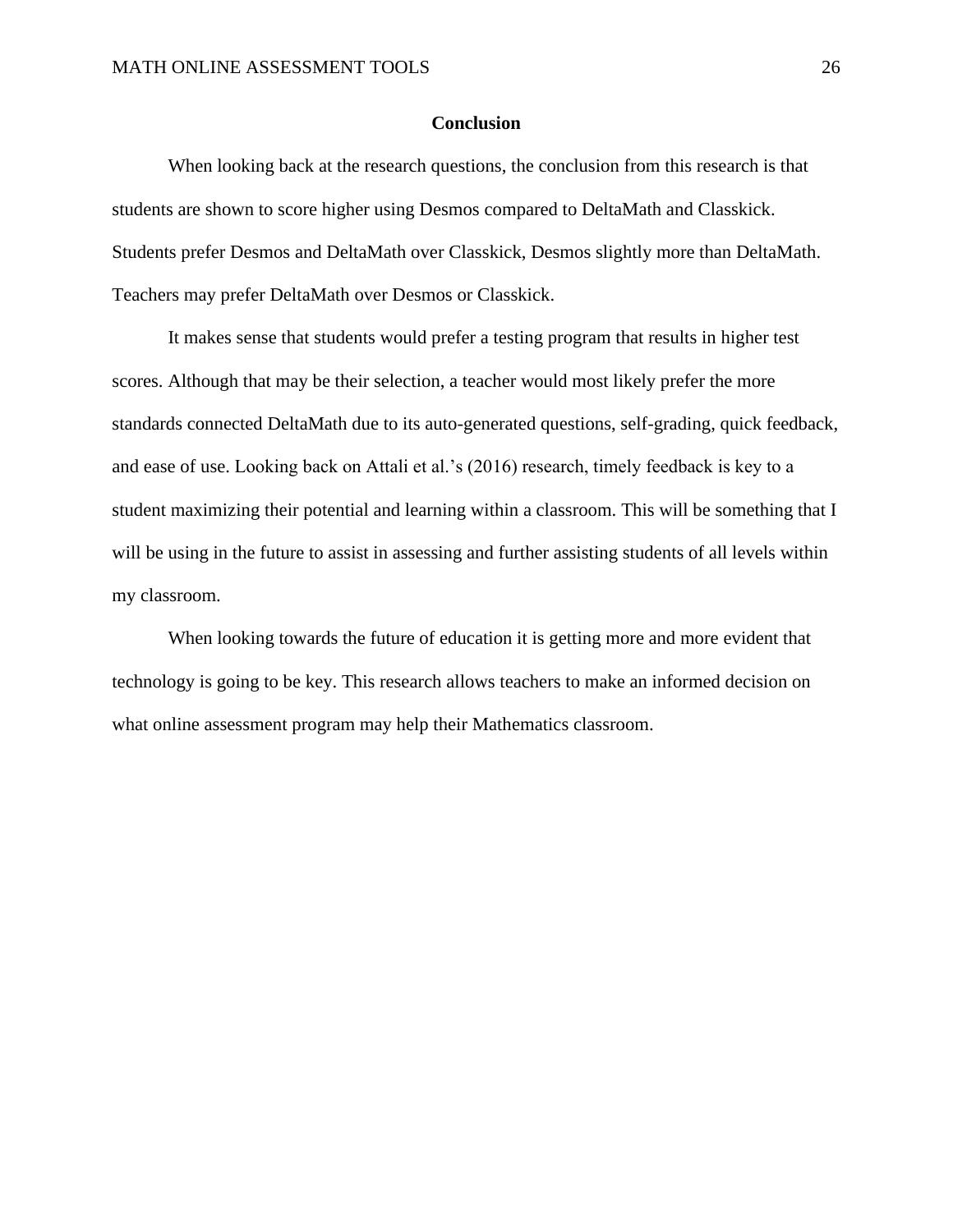## Conclusion

When looking back at the research questions, the conclusion from this research is that students are shown to score higher using Desmos compared to DeltaMath and Classkick. Students prefer Desmos and DeltaMath over Classkick, Desmos slightly more than DeltaMath. Teachers may prefer DeltaMath over Desmos or Classkick.

It makes sense that students would prefer a testing program that results in higher test scores. Although that may be their selection, a teacher would most likely prefer the more standards connected DeltaMath due to its auto-generated questions, self-grading, quick feedback, and ease of use. Looking back on Attali et al.'s (2016) research, timely feedback is key to a student maximizing their potential and learning within a classroom. This will be something that I will be using in the future to assist in assessing and further assisting students of all levels within my classroom.

When looking towards the future of education it is getting more and more evident that technology is going to be key. This research allows teachers to make an informed decision on what online assessment program may help their Mathematics classroom.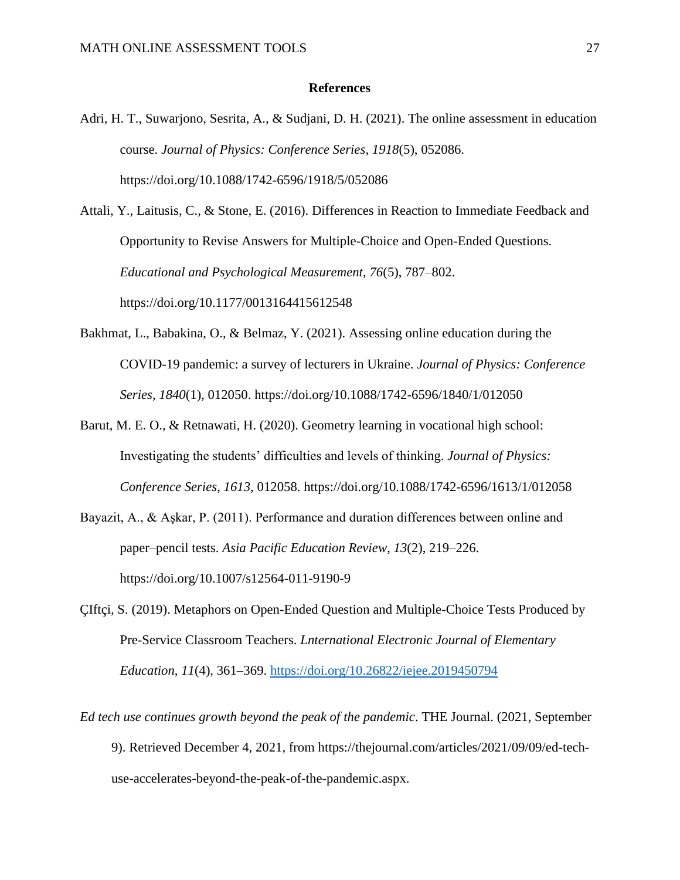# References

Adri, H. T., Suwarjono, Sesrita, A., & Sudjani, D. H. (2021). The online assessment in education course. *Journal of Physics: Conference Series*, *1918*(5), 052086. https://doi.org/10.1088/1742-6596/1918/5/052086

Attali, Y., Laitusis, C., & Stone, E. (2016). Differences in Reaction to Immediate Feedback and Opportunity to Revise Answers for Multiple-Choice and Open-Ended Questions. *Educational and Psychological Measurement*, *76*(5), 787–802. https://doi.org/10.1177/0013164415612548

Bakhmat, L., Babakina, O., & Belmaz, Y. (2021). Assessing online education during the COVID-19 pandemic: a survey of lecturers in Ukraine. *Journal of Physics: Conference Series*, *1840*(1), 012050. https://doi.org/10.1088/1742-6596/1840/1/012050

Barut, M. E. O., & Retnawati, H. (2020). Geometry learning in vocational high school: Investigating the students' difficulties and levels of thinking. *Journal of Physics: Conference Series*, *1613*, 012058. https://doi.org/10.1088/1742-6596/1613/1/012058

Bayazit, A., & Aşkar, P. (2011). Performance and duration differences between online and paper–pencil tests. *Asia Pacific Education Review*, *13*(2), 219–226. https://doi.org/10.1007/s12564-011-9190-9

ÇIftçi, S. (2019). Metaphors on Open-Ended Question and Multiple-Choice Tests Produced by Pre-Service Classroom Teachers. *Lnternational Electronic Journal of Elementary Education*, *11*(4), 361–369. https://doi.org/10.26822/iejee.2019450794

*Ed tech use continues growth beyond the peak of the pandemic*. THE Journal. (2021, September 9). Retrieved December 4, 2021, from https://thejournal.com/articles/2021/09/09/ed-tech-use-accelerates-beyond-the-peak-of-the-pandemic.aspx.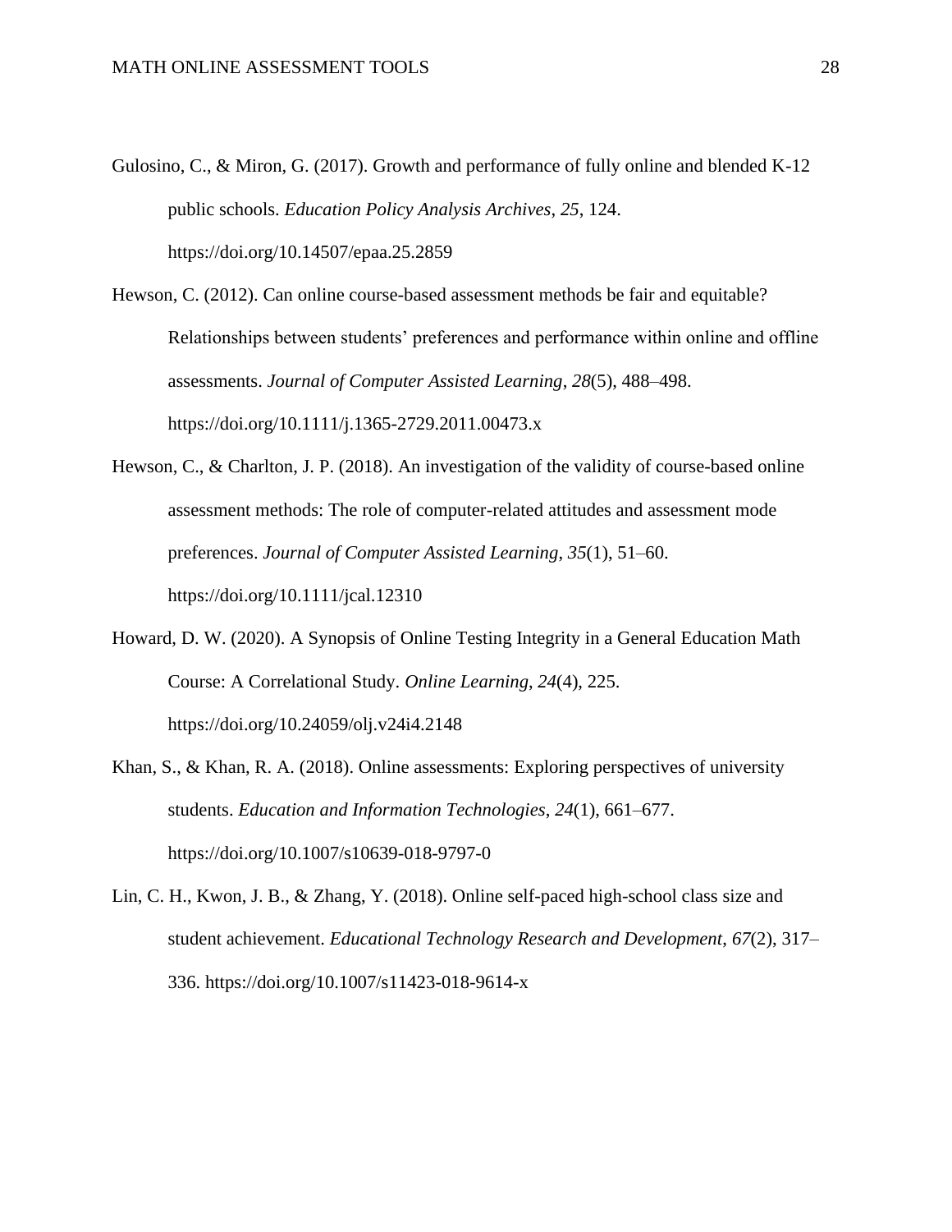Gulosino, C., & Miron, G. (2017). Growth and performance of fully online and blended K-12 public schools. *Education Policy Analysis Archives*, *25*, 124. https://doi.org/10.14507/epaa.25.2859

Hewson, C. (2012). Can online course-based assessment methods be fair and equitable? Relationships between students' preferences and performance within online and offline assessments. *Journal of Computer Assisted Learning*, *28*(5), 488–498. https://doi.org/10.1111/j.1365-2729.2011.00473.x

Hewson, C., & Charlton, J. P. (2018). An investigation of the validity of course-based online assessment methods: The role of computer-related attitudes and assessment mode preferences. *Journal of Computer Assisted Learning*, *35*(1), 51–60. https://doi.org/10.1111/jcal.12310

Howard, D. W. (2020). A Synopsis of Online Testing Integrity in a General Education Math Course: A Correlational Study. *Online Learning*, *24*(4), 225. https://doi.org/10.24059/olj.v24i4.2148

Khan, S., & Khan, R. A. (2018). Online assessments: Exploring perspectives of university students. *Education and Information Technologies*, *24*(1), 661–677. https://doi.org/10.1007/s10639-018-9797-0

Lin, C. H., Kwon, J. B., & Zhang, Y. (2018). Online self-paced high-school class size and student achievement. *Educational Technology Research and Development*, *67*(2), 317–336. https://doi.org/10.1007/s11423-018-9614-x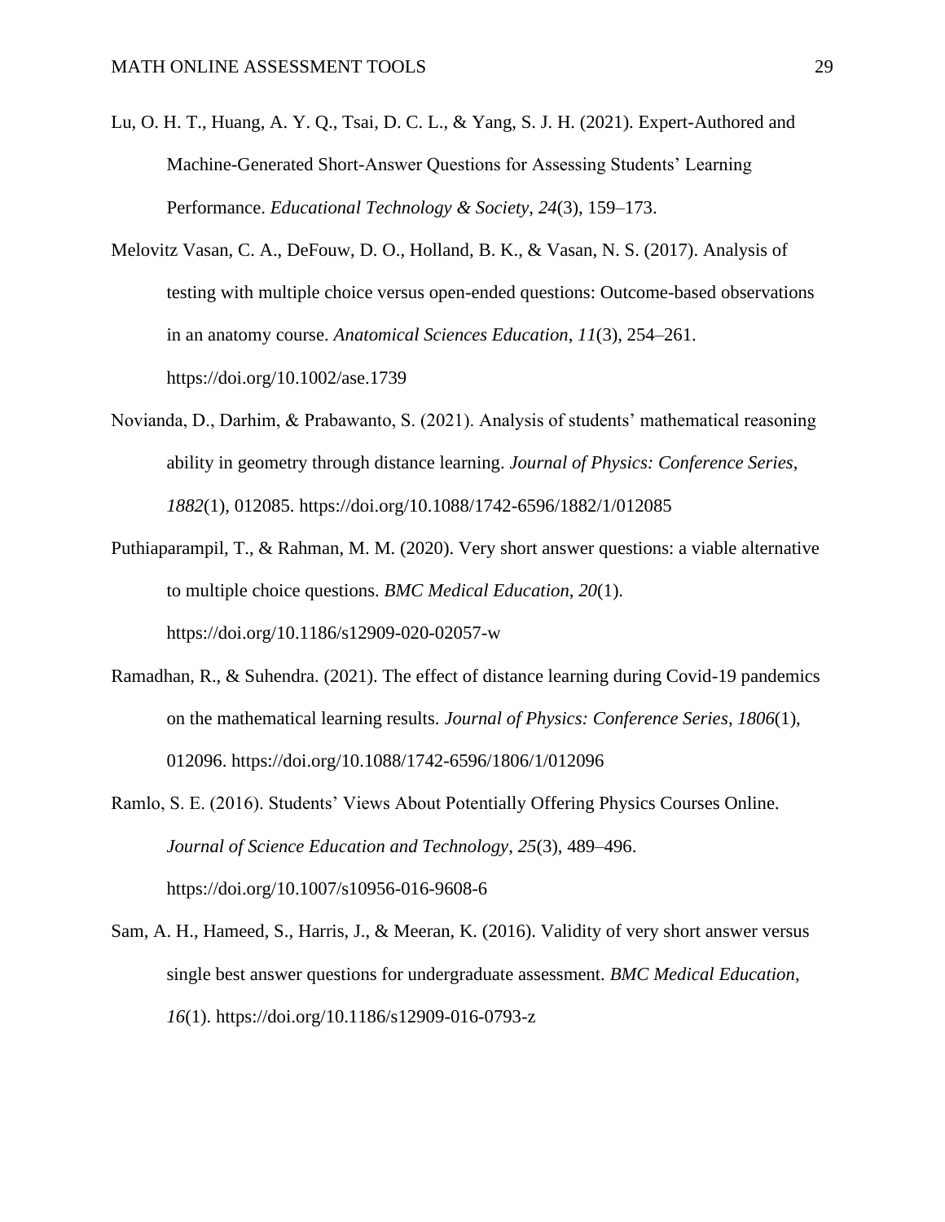Lu, O. H. T., Huang, A. Y. Q., Tsai, D. C. L., & Yang, S. J. H. (2021). Expert-Authored and Machine-Generated Short-Answer Questions for Assessing Students' Learning Performance. *Educational Technology & Society*, *24*(3), 159–173.

Melovitz Vasan, C. A., DeFouw, D. O., Holland, B. K., & Vasan, N. S. (2017). Analysis of testing with multiple choice versus open-ended questions: Outcome-based observations in an anatomy course. *Anatomical Sciences Education*, *11*(3), 254–261. https://doi.org/10.1002/ase.1739

Novianda, D., Darhim, & Prabawanto, S. (2021). Analysis of students' mathematical reasoning ability in geometry through distance learning. *Journal of Physics: Conference Series*, *1882*(1), 012085. https://doi.org/10.1088/1742-6596/1882/1/012085

Puthiaparampil, T., & Rahman, M. M. (2020). Very short answer questions: a viable alternative to multiple choice questions. *BMC Medical Education*, *20*(1). https://doi.org/10.1186/s12909-020-02057-w

Ramadhan, R., & Suhendra. (2021). The effect of distance learning during Covid-19 pandemics on the mathematical learning results. *Journal of Physics: Conference Series*, *1806*(1), 012096. https://doi.org/10.1088/1742-6596/1806/1/012096

Ramlo, S. E. (2016). Students' Views About Potentially Offering Physics Courses Online. *Journal of Science Education and Technology*, *25*(3), 489–496. https://doi.org/10.1007/s10956-016-9608-6

Sam, A. H., Hameed, S., Harris, J., & Meeran, K. (2016). Validity of very short answer versus single best answer questions for undergraduate assessment. *BMC Medical Education*, *16*(1). https://doi.org/10.1186/s12909-016-0793-z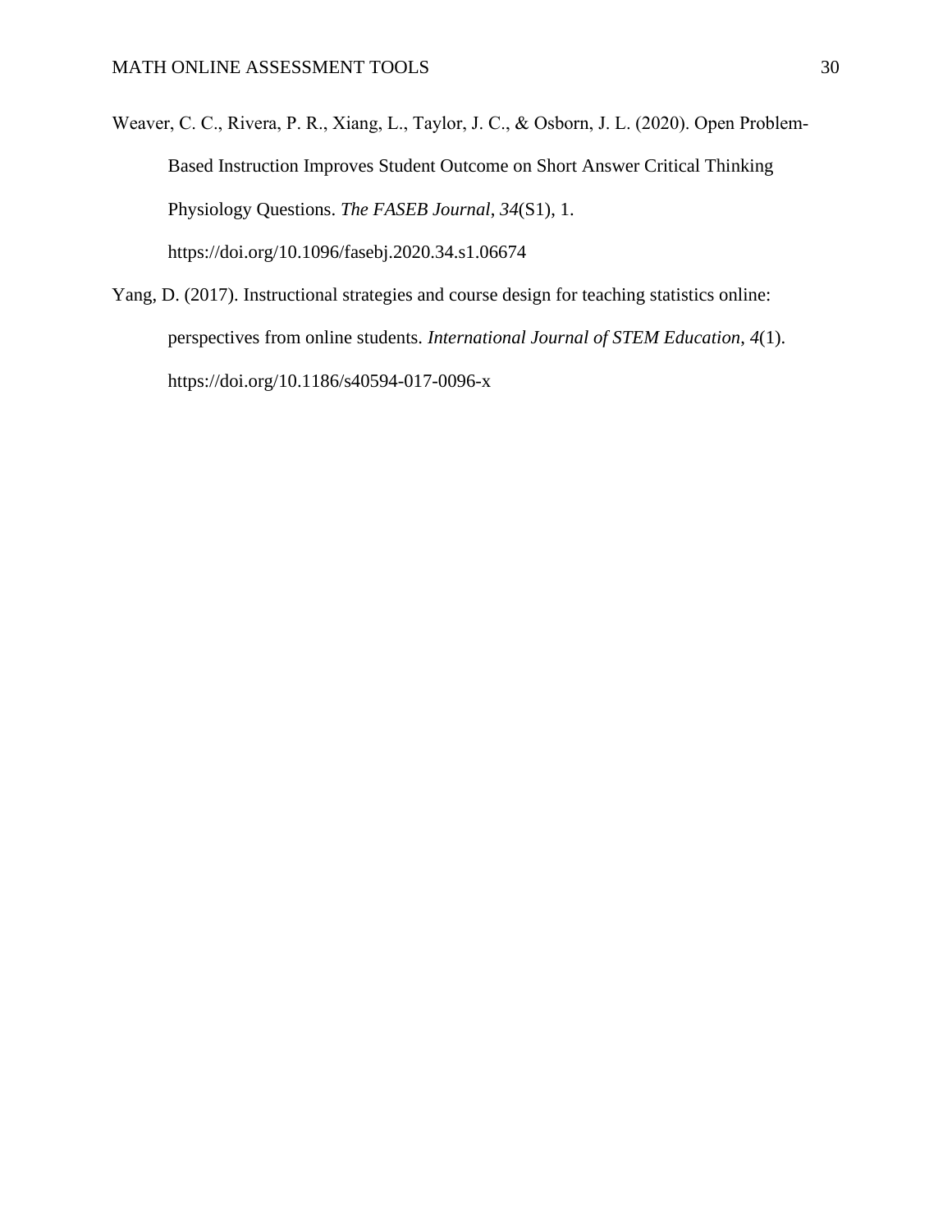Weaver, C. C., Rivera, P. R., Xiang, L., Taylor, J. C., & Osborn, J. L. (2020). Open Problem-Based Instruction Improves Student Outcome on Short Answer Critical Thinking Physiology Questions. *The FASEB Journal*, *34*(S1), 1. https://doi.org/10.1096/fasebj.2020.34.s1.06674

Yang, D. (2017). Instructional strategies and course design for teaching statistics online: perspectives from online students. *International Journal of STEM Education*, *4*(1). https://doi.org/10.1186/s40594-017-0096-x